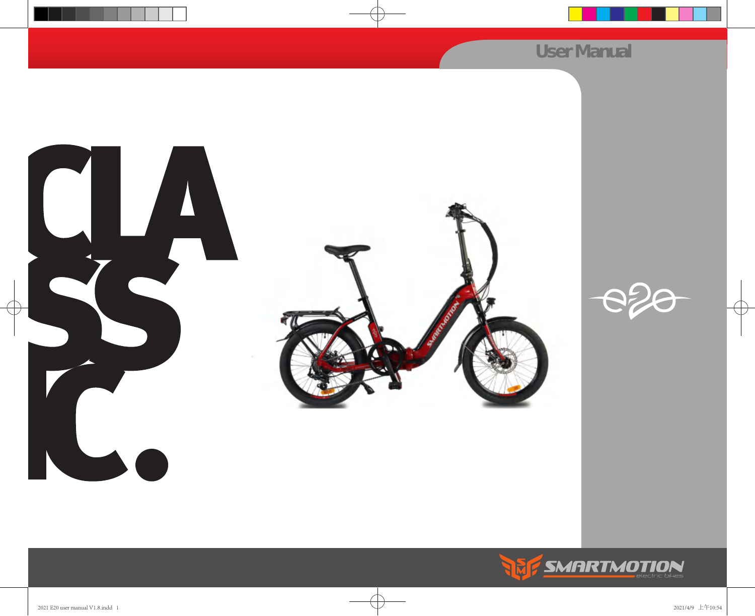User Manual

# CLASSIC.

e20

SMARTMOTION
electric bikes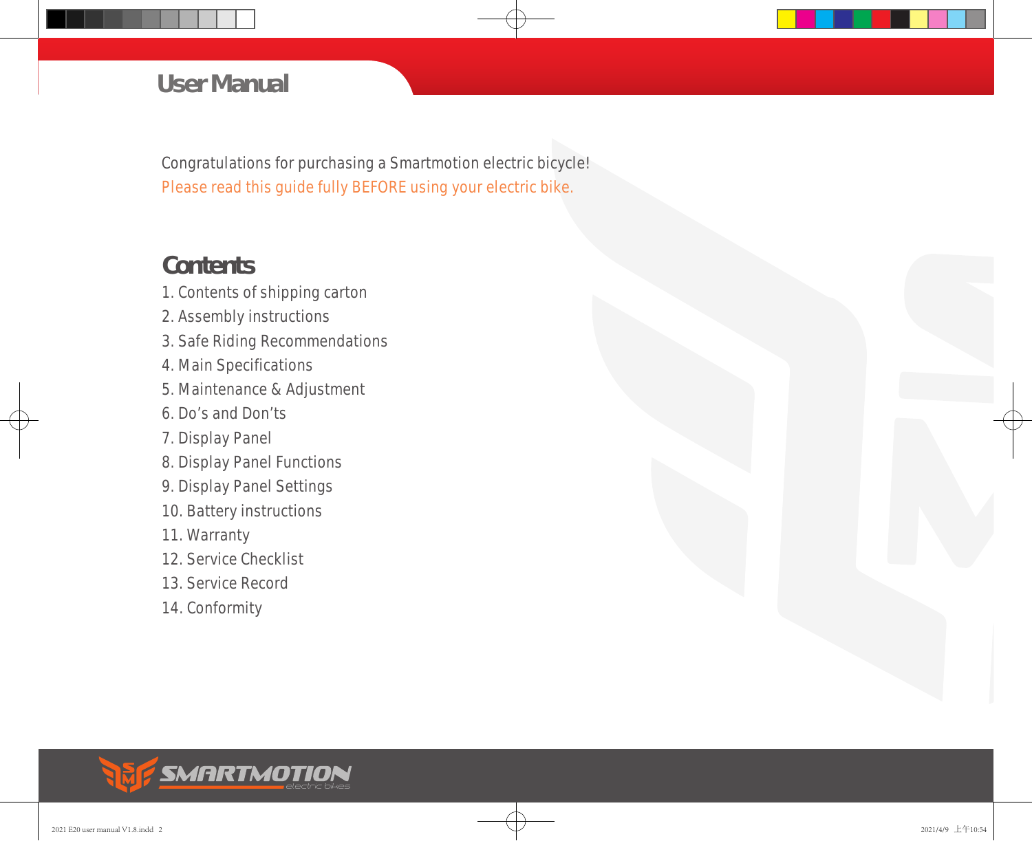# User Manual

Congratulations for purchasing a Smartmotion electric bicycle!
Please read this guide fully BEFORE using your electric bike.

## Contents

1. Contents of shipping carton
2. Assembly instructions
3. Safe Riding Recommendations
4. Main Specifications
5. Maintenance & Adjustment
6. Do’s and Don’ts
7. Display Panel
8. Display Panel Functions
9. Display Panel Settings
10. Battery instructions
11. Warranty
12. Service Checklist
13. Service Record
14. Conformity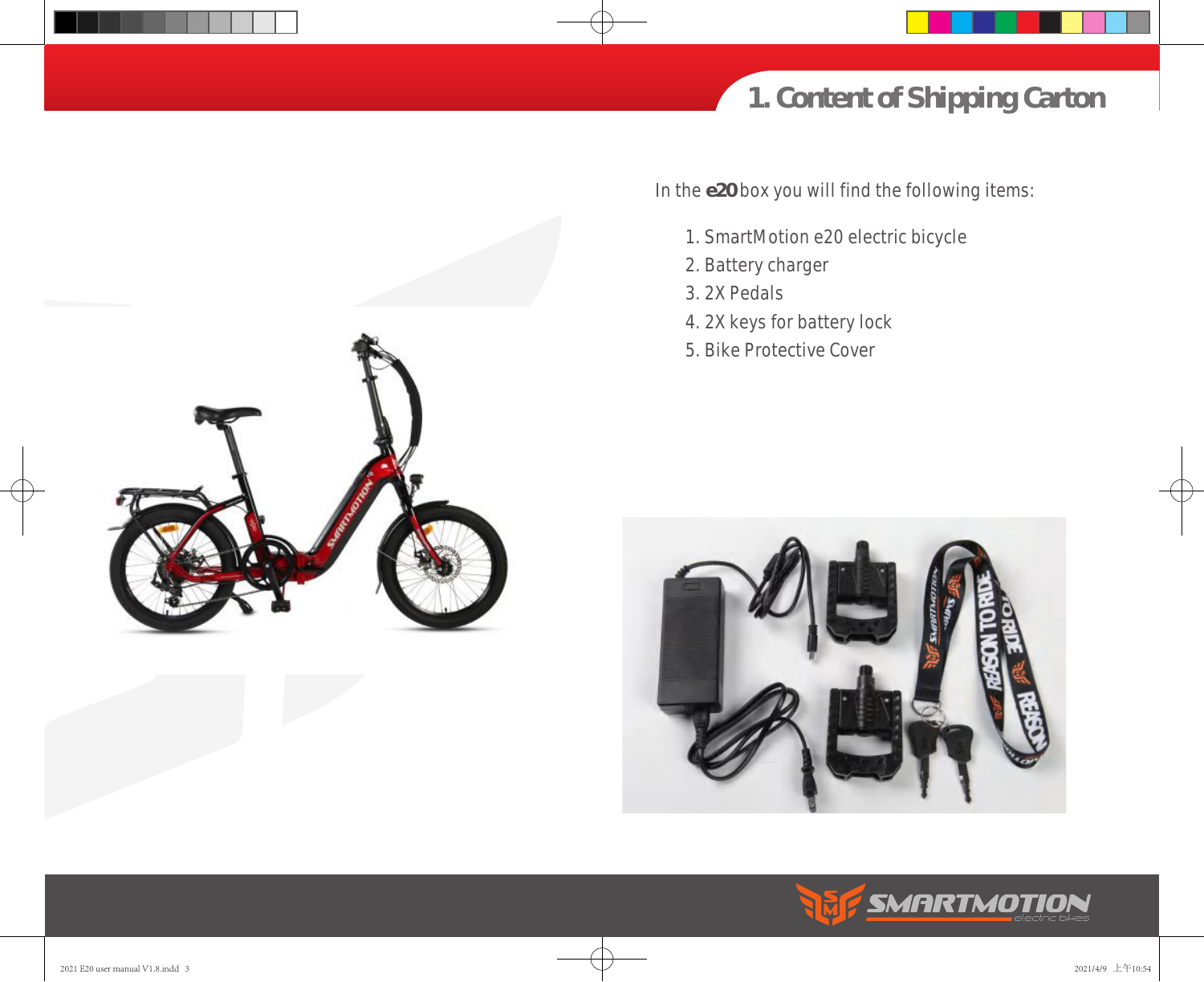# 1. Content of Shipping Carton

In the **e20** box you will find the following items:

1. SmartMotion e20 electric bicycle
2. Battery charger
3. 2X Pedals
4. 2X keys for battery lock
5. Bike Protective Cover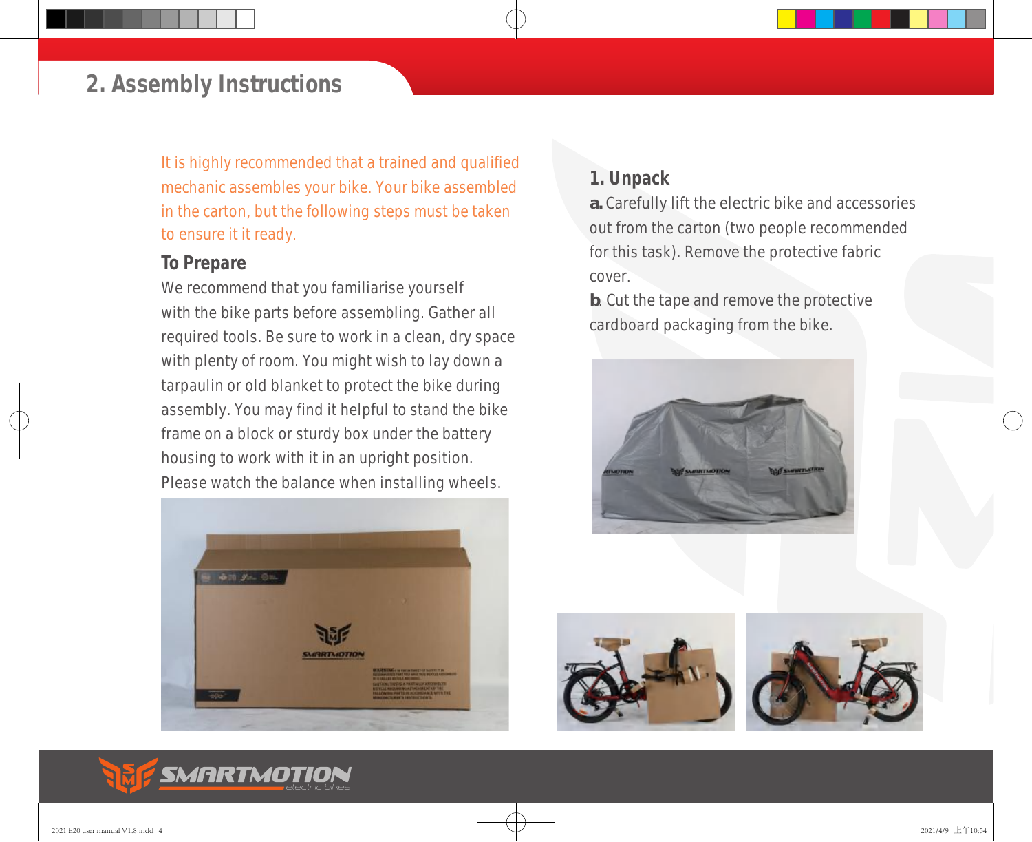## 2. Assembly Instructions

It is highly recommended that a trained and qualified mechanic assembles your bike. Your bike assembled in the carton, but the following steps must be taken to ensure it it ready.

### To Prepare

We recommend that you familiarise yourself with the bike parts before assembling. Gather all required tools. Be sure to work in a clean, dry space with plenty of room. You might wish to lay down a tarpaulin or old blanket to protect the bike during assembly. You may find it helpful to stand the bike frame on a block or sturdy box under the battery housing to work with it in an upright position. Please watch the balance when installing wheels.

### 1. Unpack

**a.** Carefully lift the electric bike and accessories out from the carton (two people recommended for this task). Remove the protective fabric cover.

**b**. Cut the tape and remove the protective cardboard packaging from the bike.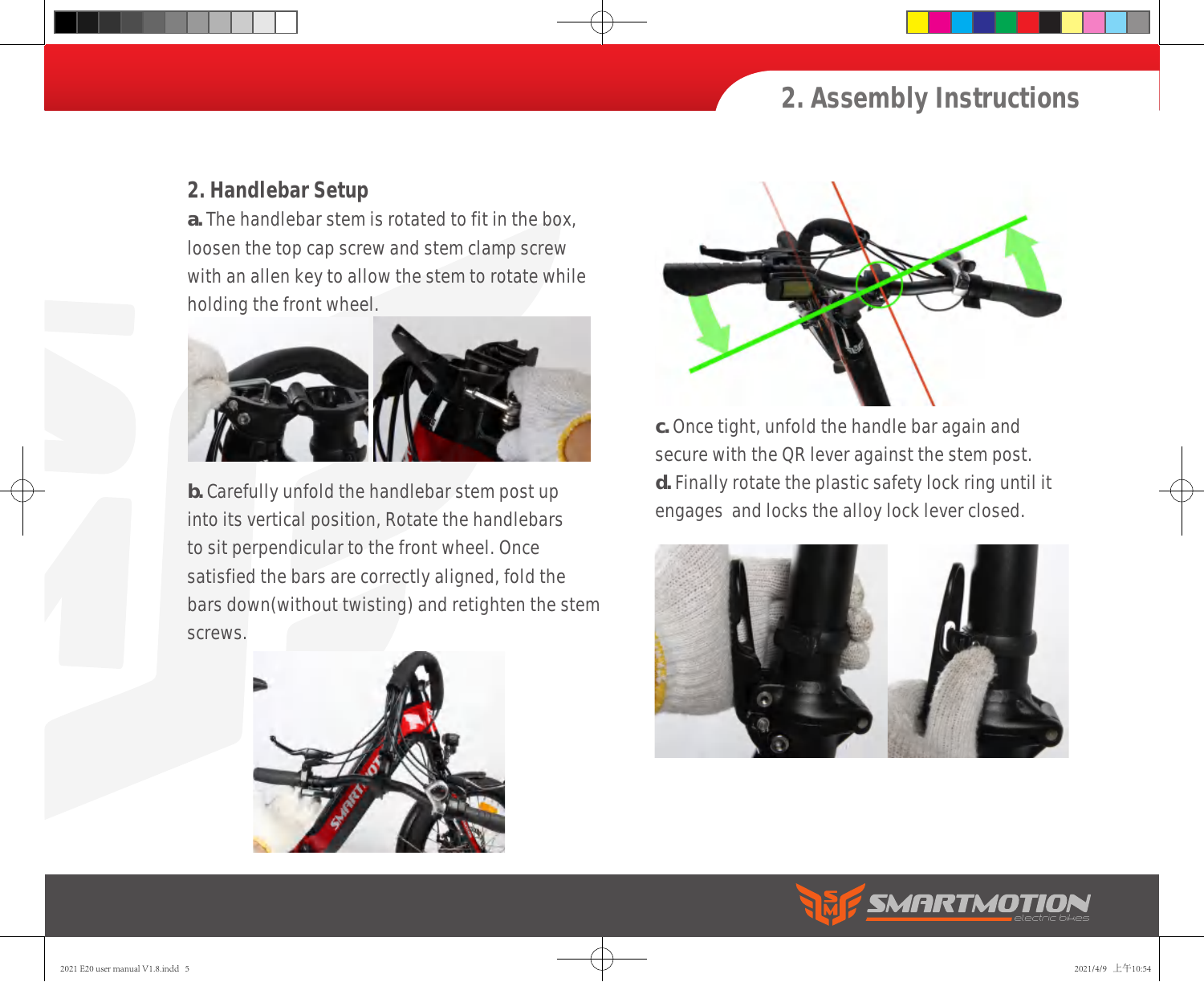## 2. Handlebar Setup

**a.** The handlebar stem is rotated to fit in the box, loosen the top cap screw and stem clamp screw with an allen key to allow the stem to rotate while holding the front wheel.

**b.** Carefully unfold the handlebar stem post up into its vertical position, Rotate the handlebars to sit perpendicular to the front wheel. Once satisfied the bars are correctly aligned, fold the bars down(without twisting) and retighten the stem screws.

**c.** Once tight, unfold the handle bar again and secure with the QR lever against the stem post.

**d.** Finally rotate the plastic safety lock ring until it engages and locks the alloy lock lever closed.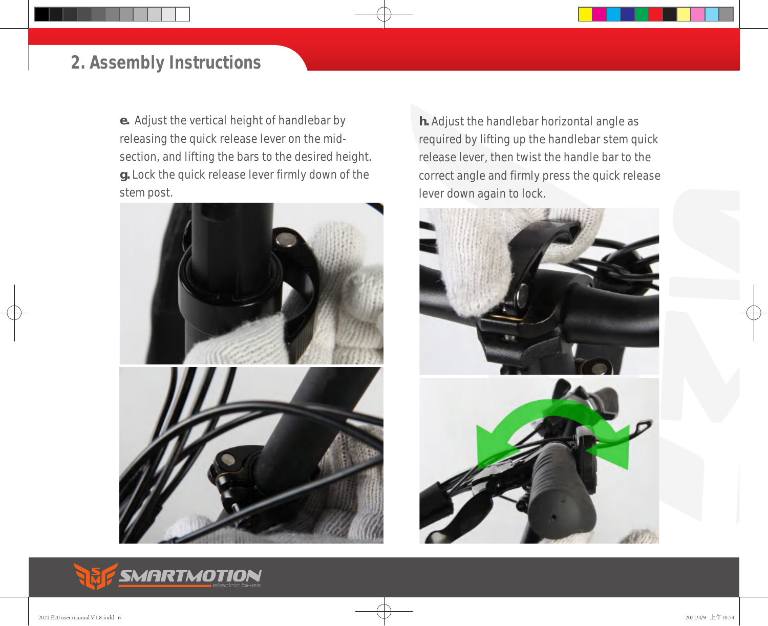## 2. Assembly Instructions

**e.** Adjust the vertical height of handlebar by releasing the quick release lever on the mid-section, and lifting the bars to the desired height.

**g.** Lock the quick release lever firmly down of the stem post.

**h.** Adjust the handlebar horizontal angle as required by lifting up the handlebar stem quick release lever, then twist the handle bar to the correct angle and firmly press the quick release lever down again to lock.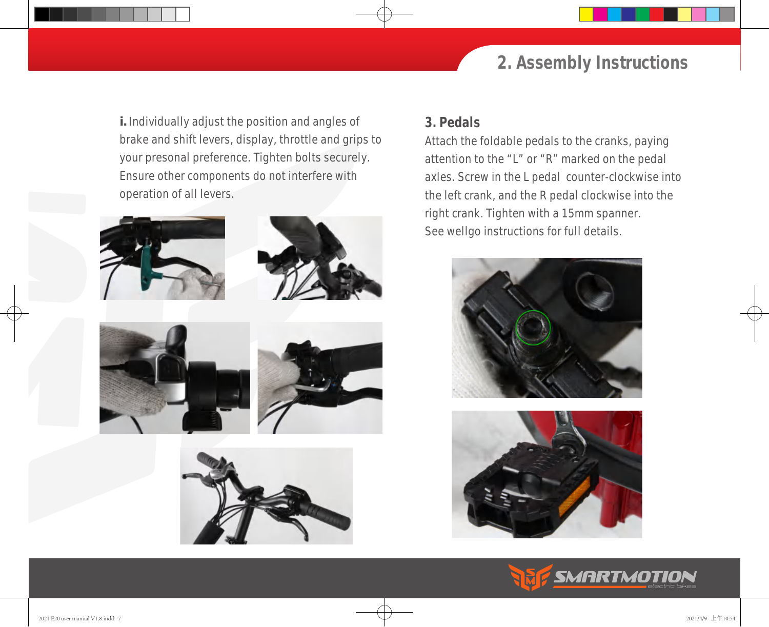**i.** Individually adjust the position and angles of brake and shift levers, display, throttle and grips to your presonal preference. Tighten bolts securely. Ensure other components do not interfere with operation of all levers.

### 3. Pedals

Attach the foldable pedals to the cranks, paying attention to the “L” or “R” marked on the pedal axles. Screw in the L pedal counter-clockwise into the left crank, and the R pedal clockwise into the right crank. Tighten with a 15mm spanner.
See wellgo instructions for full details.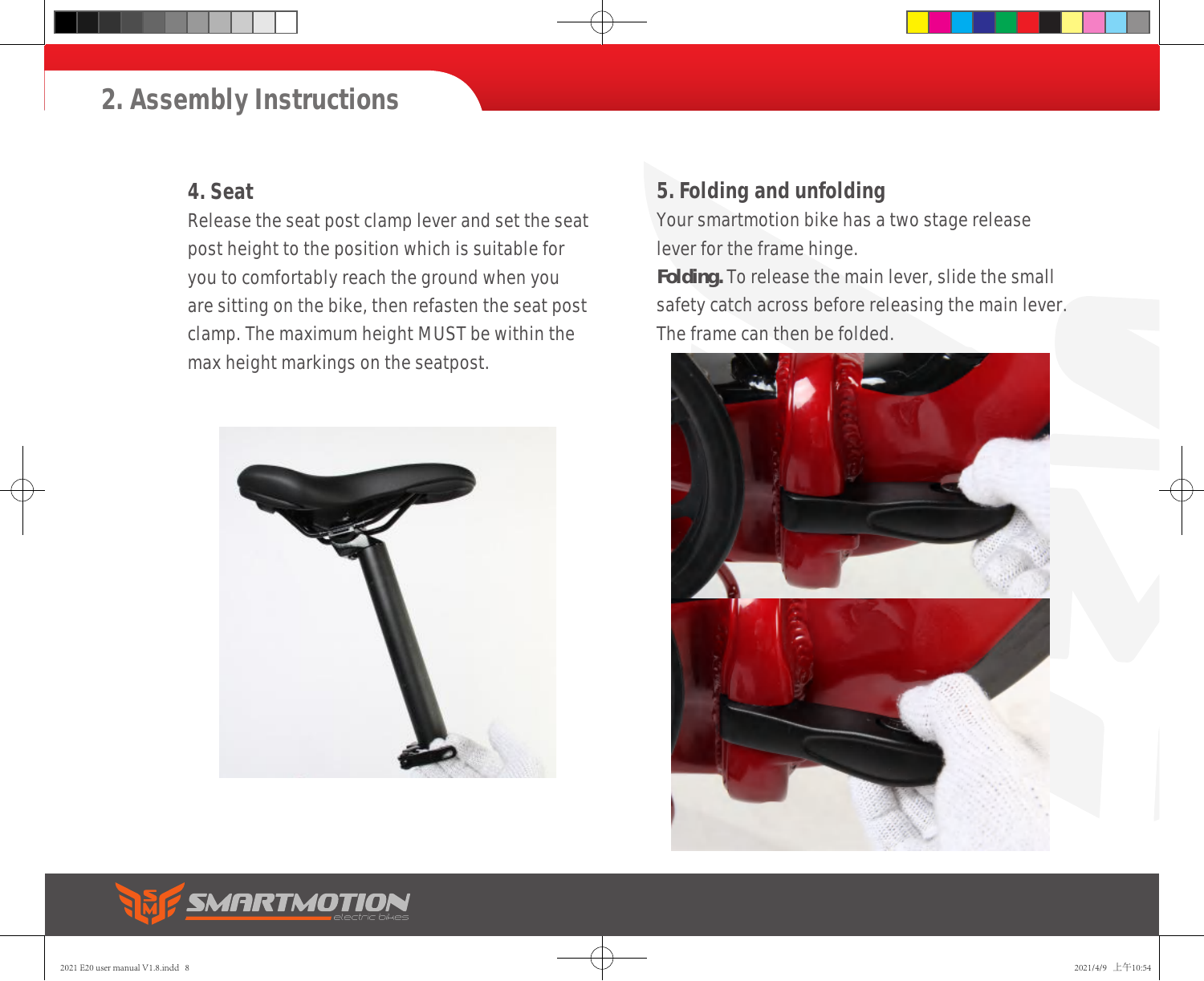## 2. Assembly Instructions

### 4. Seat

Release the seat post clamp lever and set the seat post height to the position which is suitable for you to comfortably reach the ground when you are sitting on the bike, then refasten the seat post clamp. The maximum height MUST be within the max height markings on the seatpost.

### 5. Folding and unfolding

Your smartmotion bike has a two stage release lever for the frame hinge.

**Folding.** To release the main lever, slide the small safety catch across before releasing the main lever. The frame can then be folded.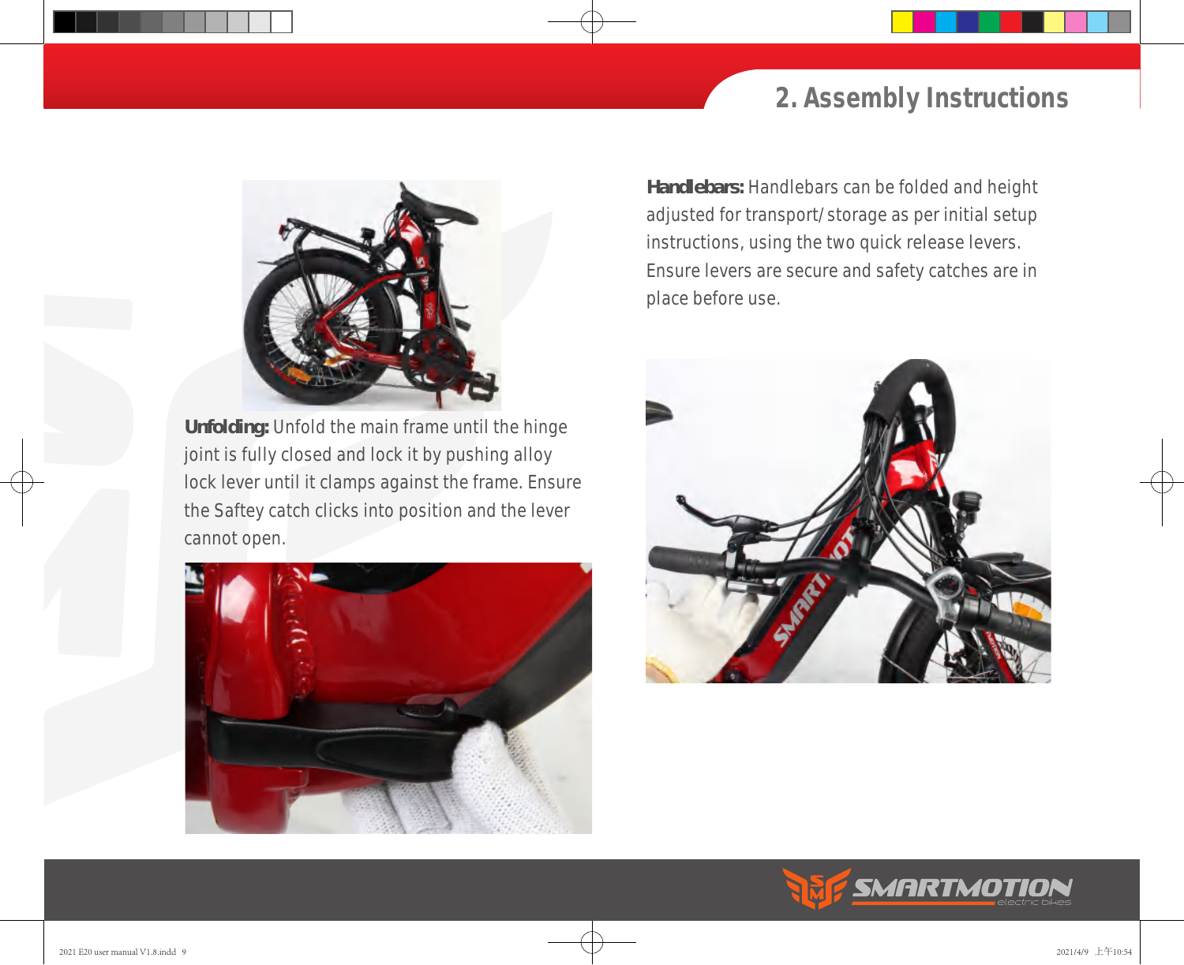## 2. Assembly Instructions

**Unfolding:** Unfold the main frame until the hinge joint is fully closed and lock it by pushing alloy lock lever until it clamps against the frame. Ensure the Saftey catch clicks into position and the lever cannot open.

**Handlebars:** Handlebars can be folded and height adjusted for transport/storage as per initial setup instructions, using the two quick release levers. Ensure levers are secure and safety catches are in place before use.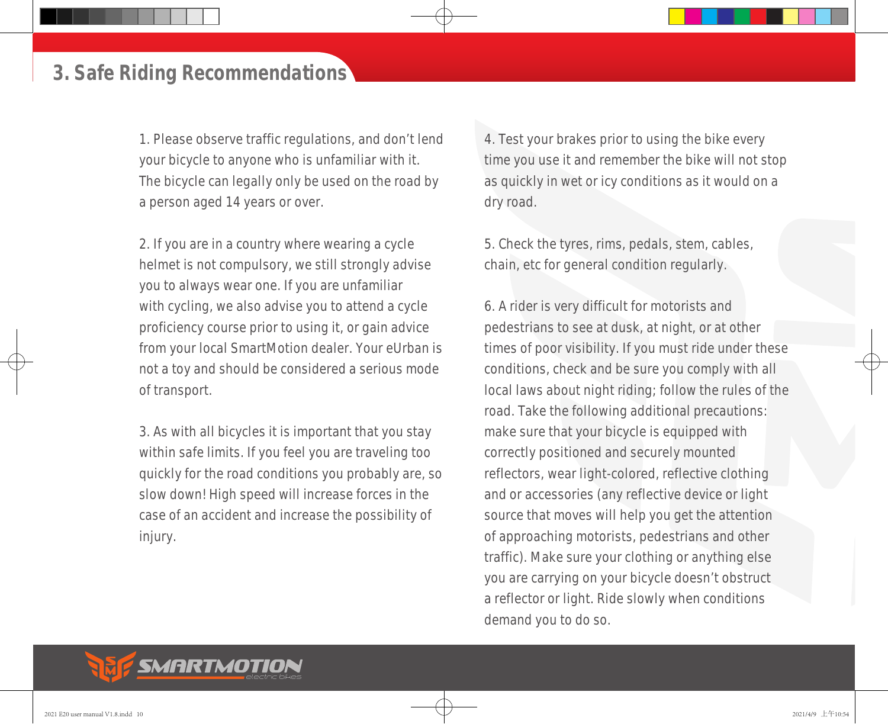## 3. Safe Riding Recommendations

1. Please observe traffic regulations, and don't lend your bicycle to anyone who is unfamiliar with it. The bicycle can legally only be used on the road by a person aged 14 years or over.

2. If you are in a country where wearing a cycle helmet is not compulsory, we still strongly advise you to always wear one. If you are unfamiliar with cycling, we also advise you to attend a cycle proficiency course prior to using it, or gain advice from your local SmartMotion dealer. Your eUrban is not a toy and should be considered a serious mode of transport.

3. As with all bicycles it is important that you stay within safe limits. If you feel you are traveling too quickly for the road conditions you probably are, so slow down! High speed will increase forces in the case of an accident and increase the possibility of injury.

4. Test your brakes prior to using the bike every time you use it and remember the bike will not stop as quickly in wet or icy conditions as it would on a dry road.

5. Check the tyres, rims, pedals, stem, cables, chain, etc for general condition regularly.

6. A rider is very difficult for motorists and pedestrians to see at dusk, at night, or at other times of poor visibility. If you must ride under these conditions, check and be sure you comply with all local laws about night riding; follow the rules of the road. Take the following additional precautions: make sure that your bicycle is equipped with correctly positioned and securely mounted reflectors, wear light-colored, reflective clothing and or accessories (any reflective device or light source that moves will help you get the attention of approaching motorists, pedestrians and other traffic). Make sure your clothing or anything else you are carrying on your bicycle doesn't obstruct a reflector or light. Ride slowly when conditions demand you to do so.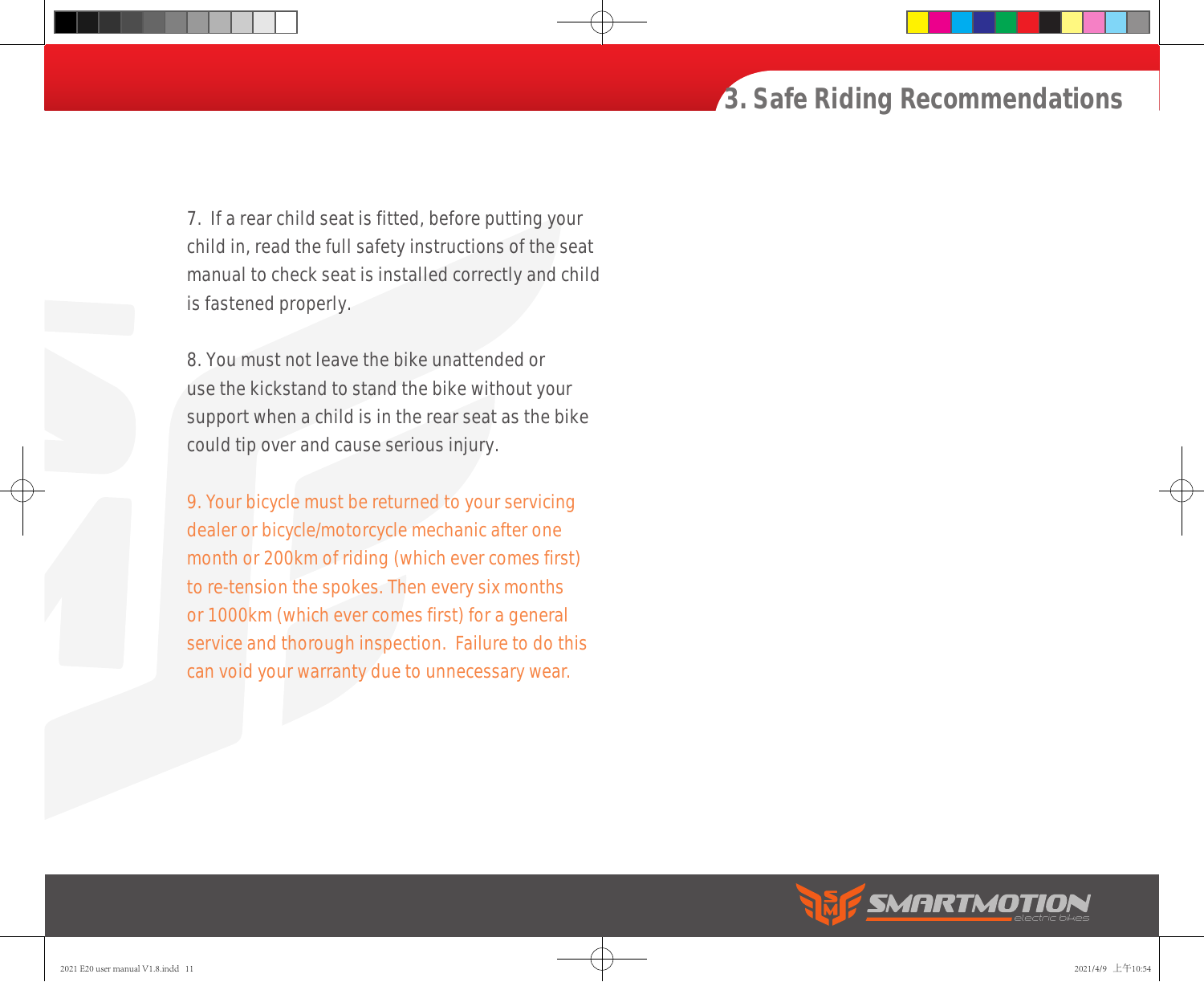## 3. Safe Riding Recommendations

7. If a rear child seat is fitted, before putting your child in, read the full safety instructions of the seat manual to check seat is installed correctly and child is fastened properly.

8. You must not leave the bike unattended or use the kickstand to stand the bike without your support when a child is in the rear seat as the bike could tip over and cause serious injury.

9. Your bicycle must be returned to your servicing dealer or bicycle/motorcycle mechanic after one month or 200km of riding (which ever comes first) to re-tension the spokes. Then every six months or 1000km (which ever comes first) for a general service and thorough inspection. Failure to do this can void your warranty due to unnecessary wear.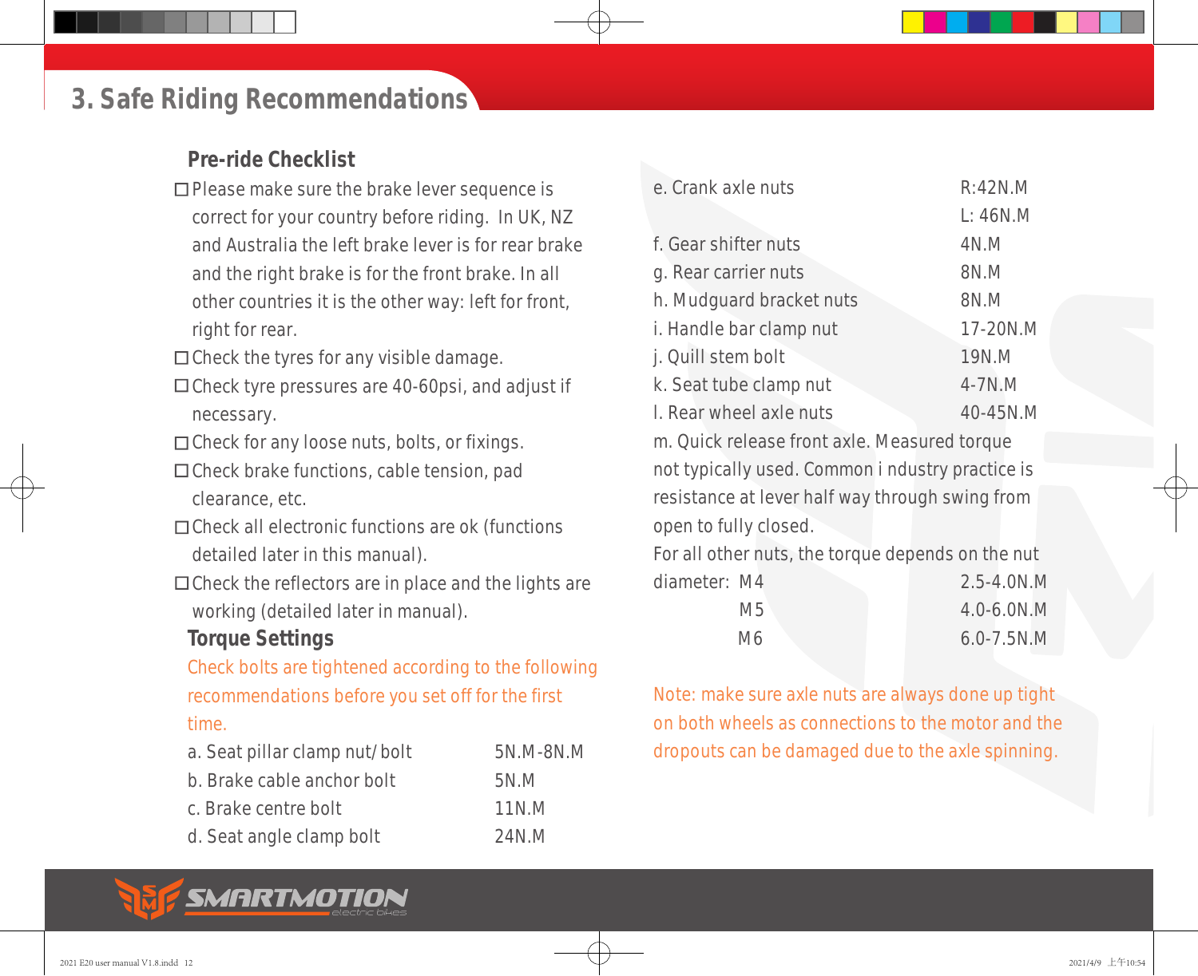# 3. Safe Riding Recommendations

## Pre-ride Checklist

- ☐ Please make sure the brake lever sequence is correct for your country before riding. In UK, NZ and Australia the left brake lever is for rear brake and the right brake is for the front brake. In all other countries it is the other way: left for front, right for rear.
- ☐ Check the tyres for any visible damage.
- ☐ Check tyre pressures are 40-60psi, and adjust if necessary.
- ☐ Check for any loose nuts, bolts, or fixings.
- ☐ Check brake functions, cable tension, pad clearance, etc.
- ☐ Check all electronic functions are ok (functions detailed later in this manual).
- ☐ Check the reflectors are in place and the lights are working (detailed later in manual).

## Torque Settings

Check bolts are tightened according to the following recommendations before you set off for the first time.

| Item | Torque |
|---|---|
| a. Seat pillar clamp nut/bolt | 5N.M-8N.M |
| b. Brake cable anchor bolt | 5N.M |
| c. Brake centre bolt | 11N.M |
| d. Seat angle clamp bolt | 24N.M |
| e. Crank axle nuts | R:42N.M<br>L: 46N.M |
| f. Gear shifter nuts | 4N.M |
| g. Rear carrier nuts | 8N.M |
| h. Mudguard bracket nuts | 8N.M |
| i. Handle bar clamp nut | 17-20N.M |
| j. Quill stem bolt | 19N.M |
| k. Seat tube clamp nut | 4-7N.M |
| l. Rear wheel axle nuts | 40-45N.M |

m. Quick release front axle. Measured torque not typically used. Common industry practice is resistance at lever half way through swing from open to fully closed.

For all other nuts, the torque depends on the nut diameter:

| Diameter | Torque |
|---|---|
| M4 | 2.5-4.0N.M |
| M5 | 4.0-6.0N.M |
| M6 | 6.0-7.5N.M |

Note: make sure axle nuts are always done up tight on both wheels as connections to the motor and the dropouts can be damaged due to the axle spinning.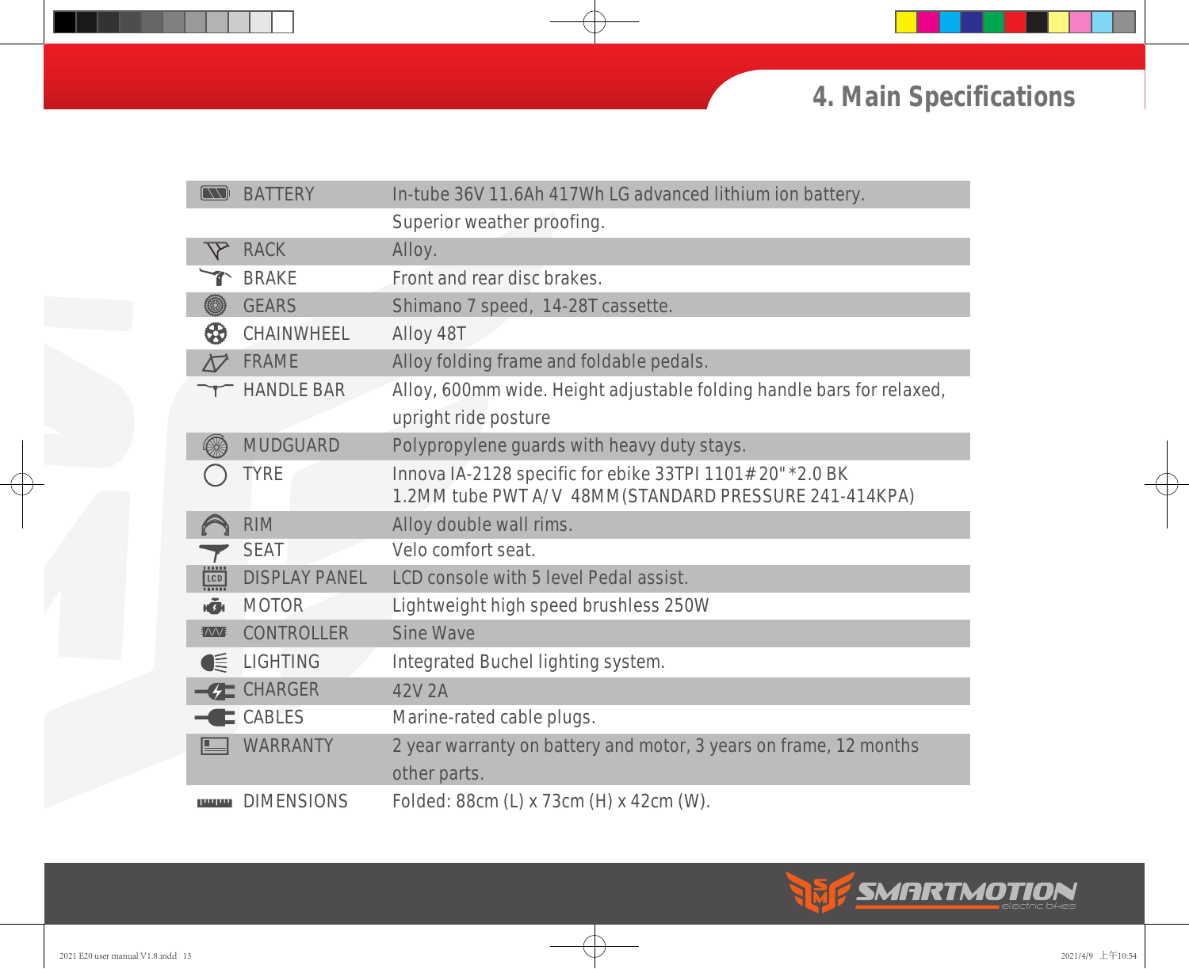# 4. Main Specifications

| | |
|---|---|
| BATTERY | In-tube 36V 11.6Ah 417Wh LG advanced lithium ion battery. Superior weather proofing. |
| RACK | Alloy. |
| BRAKE | Front and rear disc brakes. |
| GEARS | Shimano 7 speed, 14-28T cassette. |
| CHAINWHEEL | Alloy 48T |
| FRAME | Alloy folding frame and foldable pedals. |
| HANDLE BAR | Alloy, 600mm wide. Height adjustable folding handle bars for relaxed, upright ride posture |
| MUDGUARD | Polypropylene guards with heavy duty stays. |
| TYRE | Innova IA-2128 specific for ebike 33TPI 1101# 20" *2.0 BK 1.2MM tube PWT A/V 48MM(STANDARD PRESSURE 241-414KPA) |
| RIM | Alloy double wall rims. |
| SEAT | Velo comfort seat. |
| DISPLAY PANEL | LCD console with 5 level Pedal assist. |
| MOTOR | Lightweight high speed brushless 250W |
| CONTROLLER | Sine Wave |
| LIGHTING | Integrated Buchel lighting system. |
| CHARGER | 42V 2A |
| CABLES | Marine-rated cable plugs. |
| WARRANTY | 2 year warranty on battery and motor, 3 years on frame, 12 months other parts. |
| DIMENSIONS | Folded: 88cm (L) x 73cm (H) x 42cm (W). |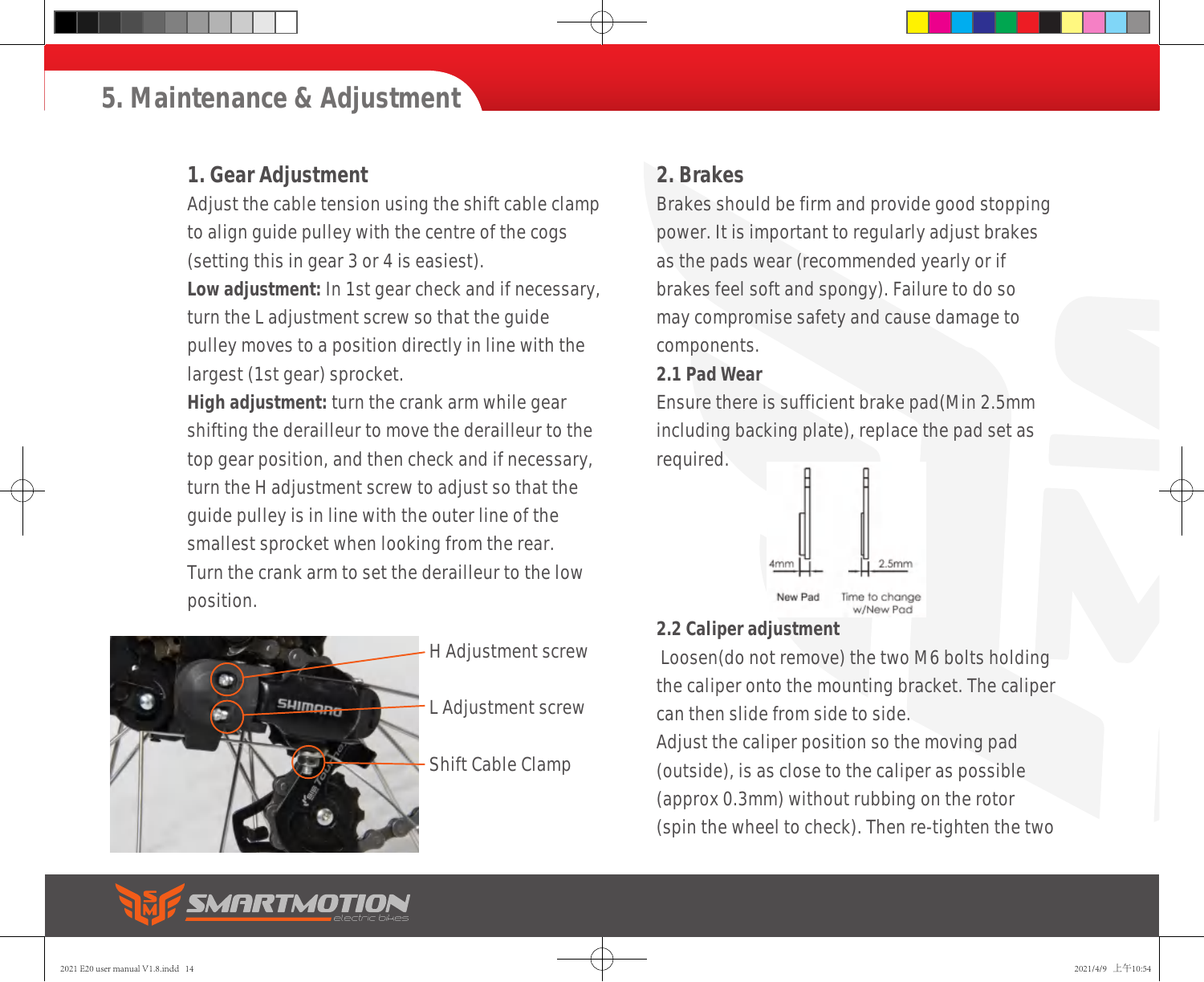# 5. Maintenance & Adjustment

## 1. Gear Adjustment

Adjust the cable tension using the shift cable clamp to align guide pulley with the centre of the cogs (setting this in gear 3 or 4 is easiest).

**Low adjustment:** In 1st gear check and if necessary, turn the L adjustment screw so that the guide pulley moves to a position directly in line with the largest (1st gear) sprocket.

**High adjustment:** turn the crank arm while gear shifting the derailleur to move the derailleur to the top gear position, and then check and if necessary, turn the H adjustment screw to adjust so that the guide pulley is in line with the outer line of the smallest sprocket when looking from the rear. Turn the crank arm to set the derailleur to the low position.

H Adjustment screw

L Adjustment screw

Shift Cable Clamp

## 2. Brakes

Brakes should be firm and provide good stopping power. It is important to regularly adjust brakes as the pads wear (recommended yearly or if brakes feel soft and spongy). Failure to do so may compromise safety and cause damage to components.

### 2.1 Pad Wear

Ensure there is sufficient brake pad(Min 2.5mm including backing plate), replace the pad set as required.

4mm New Pad

2.5mm Time to change w/New Pad

### 2.2 Caliper adjustment

Loosen(do not remove) the two M6 bolts holding the caliper onto the mounting bracket. The caliper can then slide from side to side.

Adjust the caliper position so the moving pad (outside), is as close to the caliper as possible (approx 0.3mm) without rubbing on the rotor (spin the wheel to check). Then re-tighten the two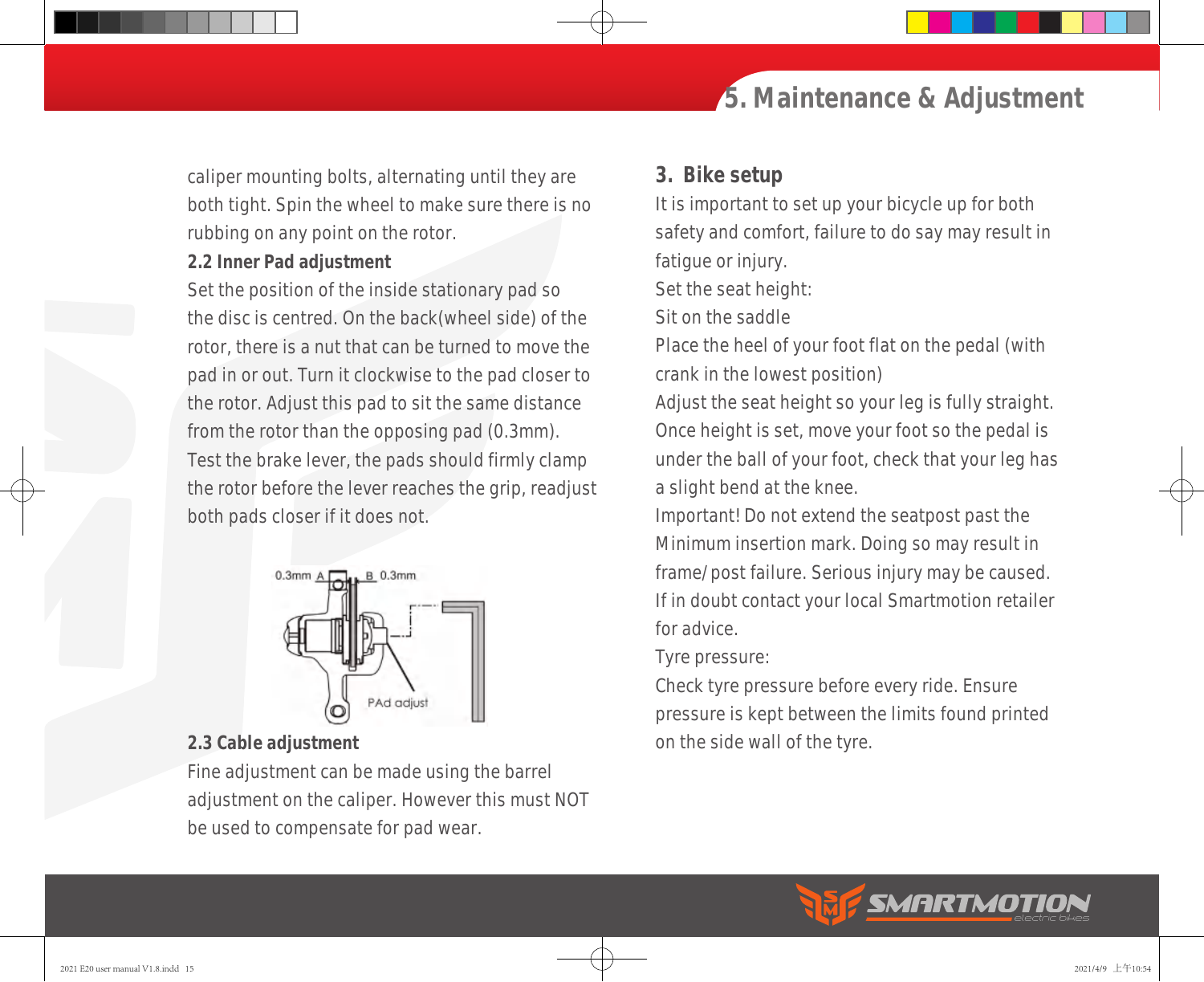caliper mounting bolts, alternating until they are both tight. Spin the wheel to make sure there is no rubbing on any point on the rotor.

**2.2 Inner Pad adjustment**

Set the position of the inside stationary pad so the disc is centred. On the back(wheel side) of the rotor, there is a nut that can be turned to move the pad in or out. Turn it clockwise to the pad closer to the rotor. Adjust this pad to sit the same distance from the rotor than the opposing pad (0.3mm). Test the brake lever, the pads should firmly clamp the rotor before the lever reaches the grip, readjust both pads closer if it does not.

0.3mm A B 0.3mm

PAd adjust

**2.3 Cable adjustment**

Fine adjustment can be made using the barrel adjustment on the caliper. However this must NOT be used to compensate for pad wear.

## 3. Bike setup

It is important to set up your bicycle up for both safety and comfort, failure to do say may result in fatigue or injury.

Set the seat height:

Sit on the saddle

Place the heel of your foot flat on the pedal (with crank in the lowest position)

Adjust the seat height so your leg is fully straight.

Once height is set, move your foot so the pedal is under the ball of your foot, check that your leg has a slight bend at the knee.

Important! Do not extend the seatpost past the Minimum insertion mark. Doing so may result in frame/post failure. Serious injury may be caused.

If in doubt contact your local Smartmotion retailer for advice.

Tyre pressure:

Check tyre pressure before every ride. Ensure pressure is kept between the limits found printed on the side wall of the tyre.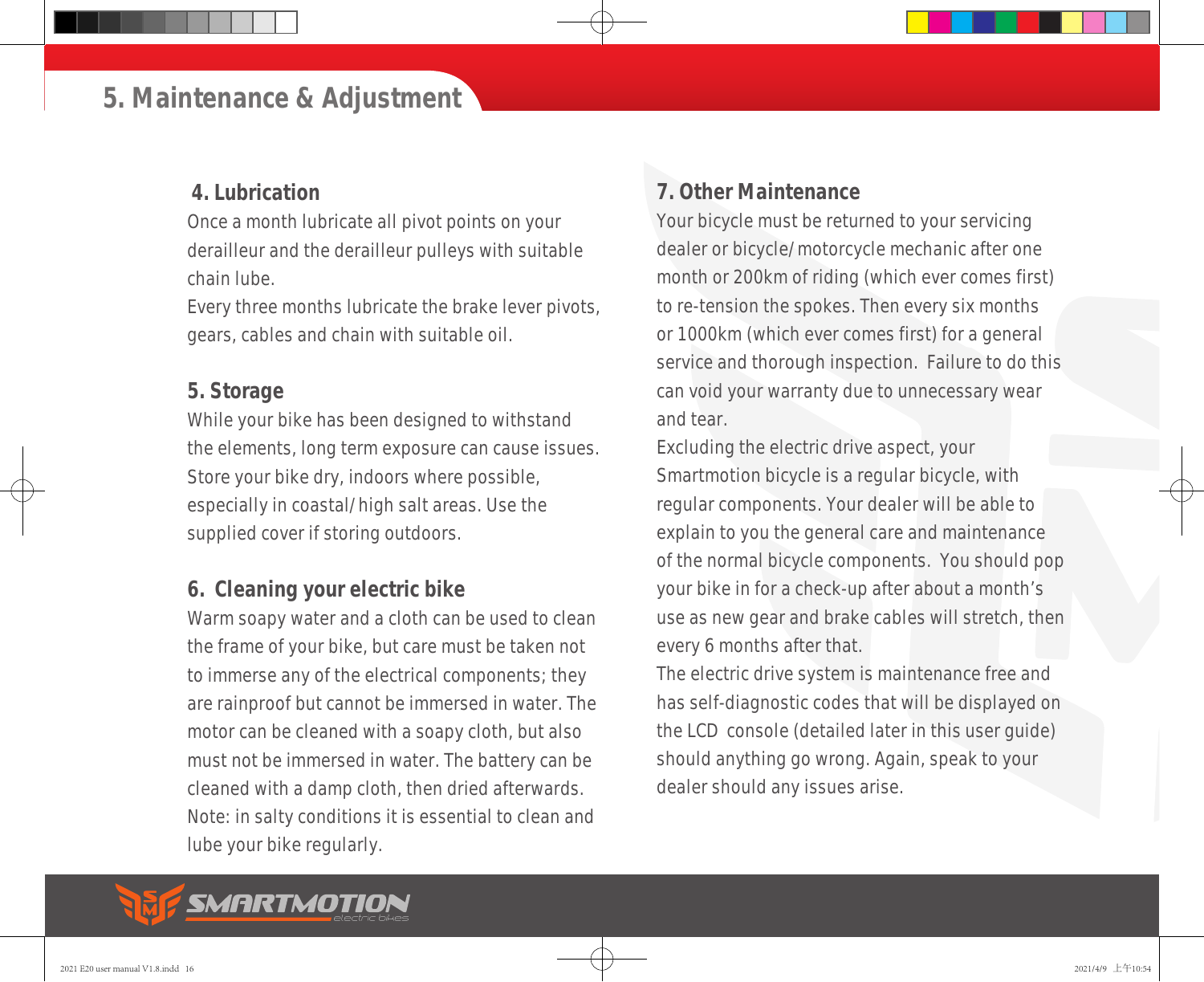# 5. Maintenance & Adjustment

## 4. Lubrication

Once a month lubricate all pivot points on your derailleur and the derailleur pulleys with suitable chain lube.
Every three months lubricate the brake lever pivots, gears, cables and chain with suitable oil.

## 5. Storage

While your bike has been designed to withstand the elements, long term exposure can cause issues. Store your bike dry, indoors where possible, especially in coastal/high salt areas. Use the supplied cover if storing outdoors.

## 6. Cleaning your electric bike

Warm soapy water and a cloth can be used to clean the frame of your bike, but care must be taken not to immerse any of the electrical components; they are rainproof but cannot be immersed in water. The motor can be cleaned with a soapy cloth, but also must not be immersed in water. The battery can be cleaned with a damp cloth, then dried afterwards. Note: in salty conditions it is essential to clean and lube your bike regularly.

## 7. Other Maintenance

Your bicycle must be returned to your servicing dealer or bicycle/motorcycle mechanic after one month or 200km of riding (which ever comes first) to re-tension the spokes. Then every six months or 1000km (which ever comes first) for a general service and thorough inspection. Failure to do this can void your warranty due to unnecessary wear and tear.
Excluding the electric drive aspect, your Smartmotion bicycle is a regular bicycle, with regular components. Your dealer will be able to explain to you the general care and maintenance of the normal bicycle components. You should pop your bike in for a check-up after about a month's use as new gear and brake cables will stretch, then every 6 months after that.
The electric drive system is maintenance free and has self-diagnostic codes that will be displayed on the LCD console (detailed later in this user guide) should anything go wrong. Again, speak to your dealer should any issues arise.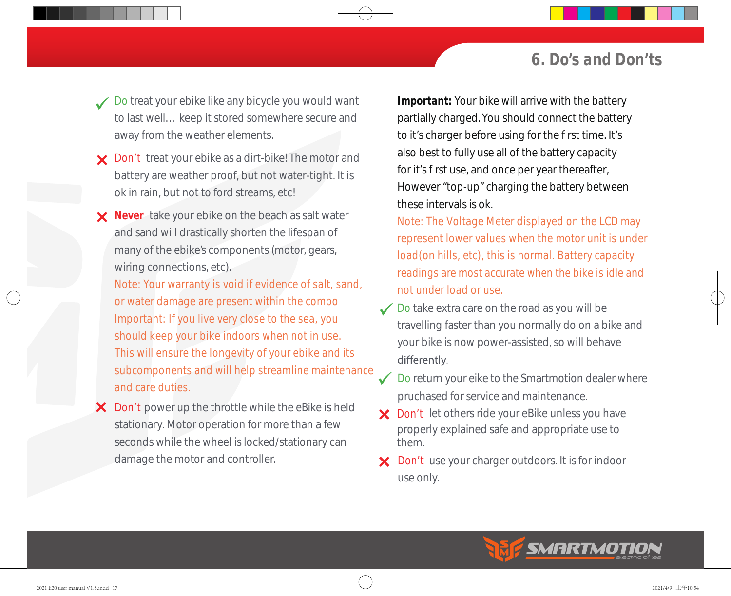## 6. Do's and Don'ts

- ✓ Do treat your ebike like any bicycle you would want to last well… keep it stored somewhere secure and away from the weather elements.
- ✗ Don't treat your ebike as a dirt-bike! The motor and battery are weather proof, but not water-tight. It is ok in rain, but not to ford streams, etc!
- ✗ **Never** take your ebike on the beach as salt water and sand will drastically shorten the lifespan of many of the ebike's components (motor, gears, wiring connections, etc).
  Note: Your warranty is void if evidence of salt, sand, or water damage are present within the compo
  Important: If you live very close to the sea, you should keep your bike indoors when not in use. This will ensure the longevity of your ebike and its subcomponents and will help streamline maintenance and care duties.
- ✗ Don't power up the throttle while the eBike is held stationary. Motor operation for more than a few seconds while the wheel is locked/stationary can damage the motor and controller.

**Important:** Your bike will arrive with the battery partially charged. You should connect the battery to it's charger before using for the f rst time. It's also best to fully use all of the battery capacity for it's f rst use, and once per year thereafter, However "top-up" charging the battery between these intervals is ok.
Note: The Voltage Meter displayed on the LCD may represent lower values when the motor unit is under load(on hills, etc), this is normal. Battery capacity readings are most accurate when the bike is idle and not under load or use.

- ✓ Do take extra care on the road as you will be travelling faster than you normally do on a bike and your bike is now power-assisted, so will behave differently.
- ✓ Do return your eike to the Smartmotion dealer where pruchased for service and maintenance.
- ✗ Don't let others ride your eBike unless you have properly explained safe and appropriate use to them.
- ✗ Don't use your charger outdoors. It is for indoor use only.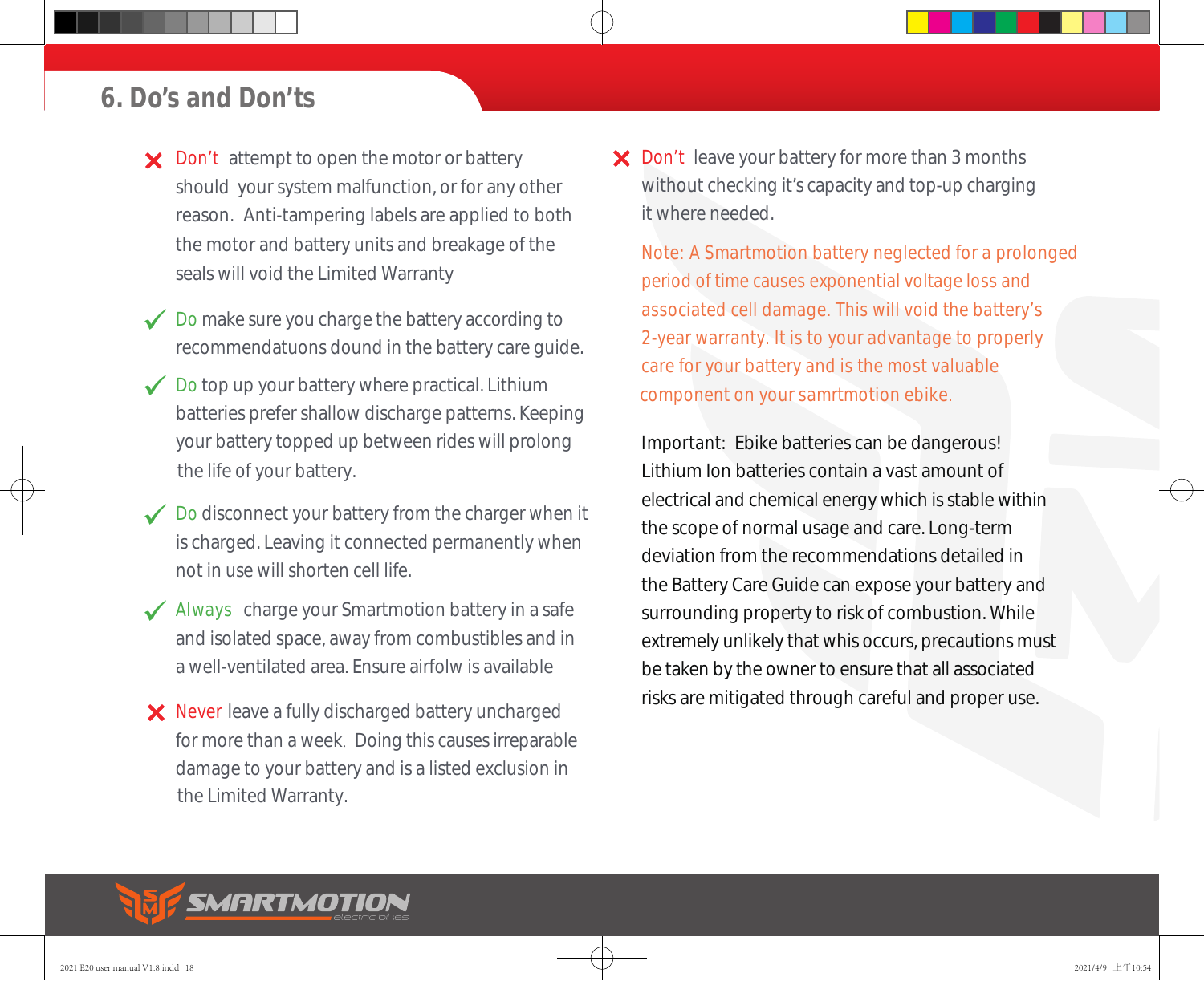## 6. Do's and Don'ts

- ✗ Don't attempt to open the motor or battery should your system malfunction, or for any other reason. Anti-tampering labels are applied to both the motor and battery units and breakage of the seals will void the Limited Warranty

- ✓ Do make sure you charge the battery according to recommendatuons dound in the battery care guide.

- ✓ Do top up your battery where practical. Lithium batteries prefer shallow discharge patterns. Keeping your battery topped up between rides will prolong the life of your battery.

- ✓ Do disconnect your battery from the charger when it is charged. Leaving it connected permanently when not in use will shorten cell life.

- ✓ Always charge your Smartmotion battery in a safe and isolated space, away from combustibles and in a well-ventilated area. Ensure airfolw is available

- ✗ Never leave a fully discharged battery uncharged for more than a week. Doing this causes irreparable damage to your battery and is a listed exclusion in the Limited Warranty.

- ✗ Don't leave your battery for more than 3 months without checking it's capacity and top-up charging it where needed.

Note: A Smartmotion battery neglected for a prolonged period of time causes exponential voltage loss and associated cell damage. This will void the battery's 2-year warranty. It is to your advantage to properly care for your battery and is the most valuable component on your samrtmotion ebike.

Important: Ebike batteries can be dangerous! Lithium Ion batteries contain a vast amount of electrical and chemical energy which is stable within the scope of normal usage and care. Long-term deviation from the recommendations detailed in the Battery Care Guide can expose your battery and surrounding property to risk of combustion. While extremely unlikely that whis occurs, precautions must be taken by the owner to ensure that all associated risks are mitigated through careful and proper use.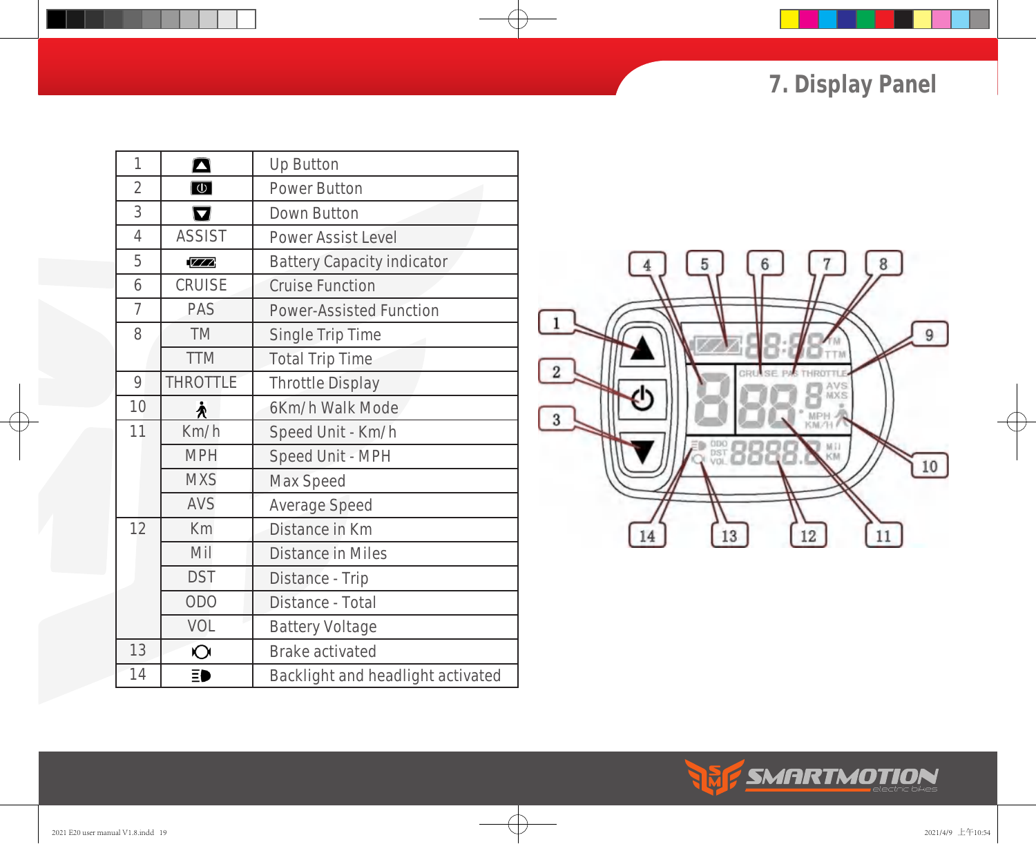# 7. Display Panel

| | | |
|---|---|---|
| 1 | ▲ | Up Button |
| 2 | ⏻ | Power Button |
| 3 | ▼ | Down Button |
| 4 | ASSIST | Power Assist Level |
| 5 | 🔋 | Battery Capacity indicator |
| 6 | CRUISE | Cruise Function |
| 7 | PAS | Power-Assisted Function |
| 8 | TM | Single Trip Time |
| | TTM | Total Trip Time |
| 9 | THROTTLE | Throttle Display |
| 10 | 🚶 | 6Km/h Walk Mode |
| 11 | Km/h | Speed Unit - Km/h |
| | MPH | Speed Unit - MPH |
| | MXS | Max Speed |
| | AVS | Average Speed |
| 12 | Km | Distance in Km |
| | Mil | Distance in Miles |
| | DST | Distance - Trip |
| | ODO | Distance - Total |
| | VOL | Battery Voltage |
| 13 | (O) | Brake activated |
| 14 | ≡D | Backlight and headlight activated |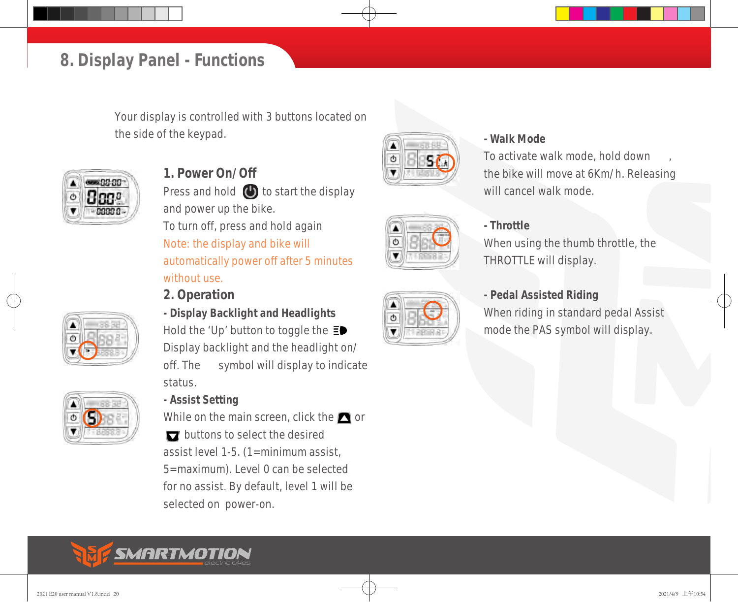# 8. Display Panel - Functions

Your display is controlled with 3 buttons located on the side of the keypad.

## 1. Power On/Off

Press and hold ⏻ to start the display and power up the bike.

To turn off, press and hold again

Note: the display and bike will automatically power off after 5 minutes without use.

## 2. Operation

### - Display Backlight and Headlights

Hold the 'Up' button to toggle the Display backlight and the headlight on/off. The symbol will display to indicate status.

### - Assist Setting

While on the main screen, click the ▲ or ▼ buttons to select the desired assist level 1-5. (1=minimum assist, 5=maximum). Level 0 can be selected for no assist. By default, level 1 will be selected on power-on.

### - Walk Mode

To activate walk mode, hold down ▼, the bike will move at 6Km/h. Releasing will cancel walk mode.

### - Throttle

When using the thumb throttle, the THROTTLE will display.

### - Pedal Assisted Riding

When riding in standard pedal Assist mode the PAS symbol will display.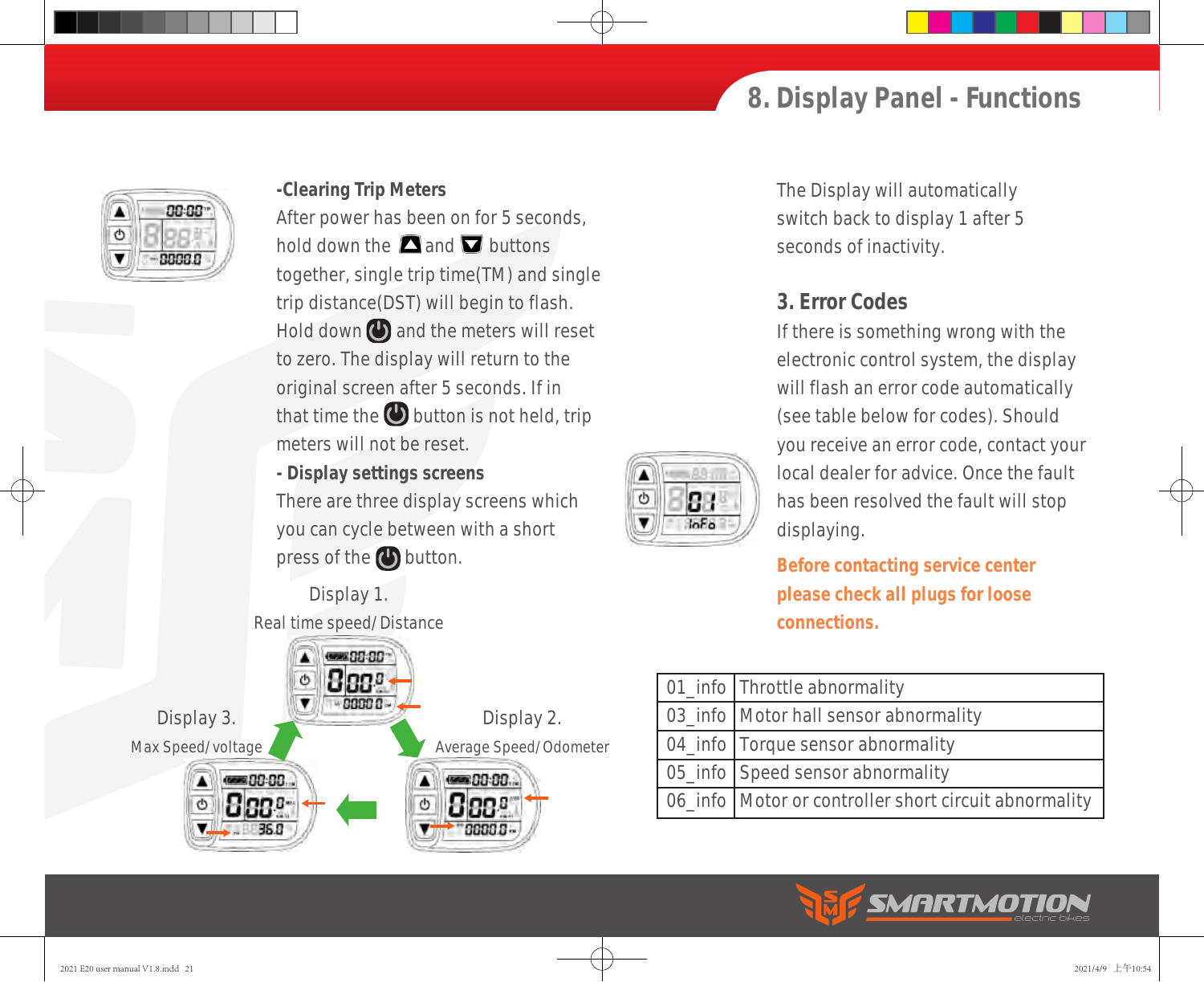# 8. Display Panel - Functions

**-Clearing Trip Meters**

After power has been on for 5 seconds, hold down the ▲ and ▼ buttons together, single trip time(TM) and single trip distance(DST) will begin to flash. Hold down ⏻ and the meters will reset to zero. The display will return to the original screen after 5 seconds. If in that time the ⏻ button is not held, trip meters will not be reset.

**- Display settings screens**

There are three display screens which you can cycle between with a short press of the ⏻ button.

Display 1.
Real time speed/ Distance

Display 2.
Average Speed/ Odometer

Display 3.
Max Speed/ voltage

The Display will automatically switch back to display 1 after 5 seconds of inactivity.

## 3. Error Codes

If there is something wrong with the electronic control system, the display will flash an error code automatically (see table below for codes). Should you receive an error code, contact your local dealer for advice. Once the fault has been resolved the fault will stop displaying.

**Before contacting service center please check all plugs for loose connections.**

| | |
|---|---|
| 01_info | Throttle abnormality |
| 03_info | Motor hall sensor abnormality |
| 04_info | Torque sensor abnormality |
| 05_info | Speed sensor abnormality |
| 06_info | Motor or controller short circuit abnormality |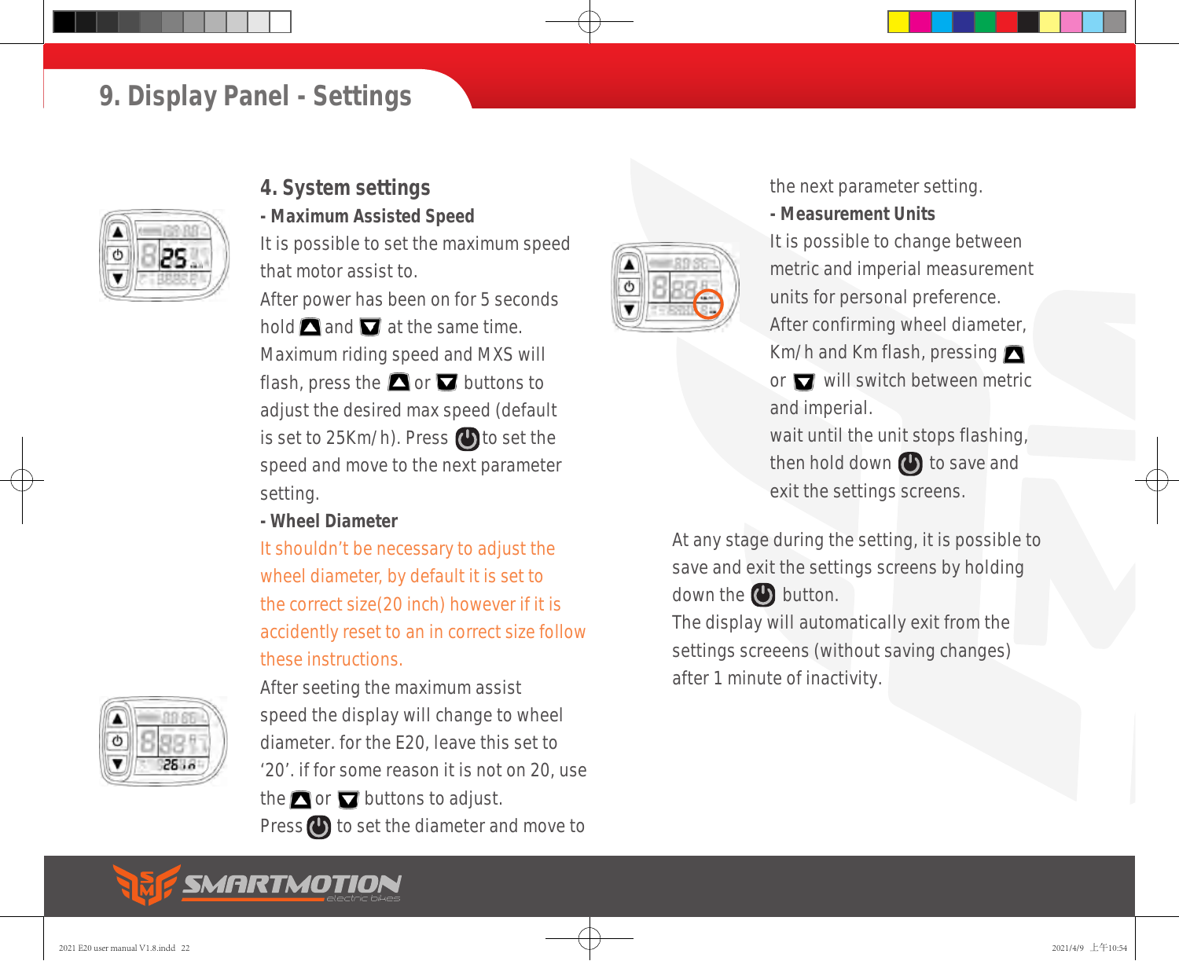# 9. Display Panel - Settings

## 4. System settings

**- Maximum Assisted Speed**

It is possible to set the maximum speed that motor assist to.

After power has been on for 5 seconds hold ▲ and ▼ at the same time. Maximum riding speed and MXS will flash, press the ▲ or ▼ buttons to adjust the desired max speed (default is set to 25Km/h). Press ⏻ to set the speed and move to the next parameter setting.

**- Wheel Diameter**

It shouldn't be necessary to adjust the wheel diameter, by default it is set to the correct size(20 inch) however if it is accidently reset to an in correct size follow these instructions.

After seeting the maximum assist speed the display will change to wheel diameter. for the E20, leave this set to '20'. if for some reason it is not on 20, use the ▲ or ▼ buttons to adjust.

Press ⏻ to set the diameter and move to the next parameter setting.

**- Measurement Units**

It is possible to change between metric and imperial measurement units for personal preference.

After confirming wheel diameter, Km/h and Km flash, pressing ▲ or ▼ will switch between metric and imperial.

wait until the unit stops flashing, then hold down ⏻ to save and exit the settings screens.

At any stage during the setting, it is possible to save and exit the settings screens by holding down the ⏻ button.

The display will automatically exit from the settings screeens (without saving changes) after 1 minute of inactivity.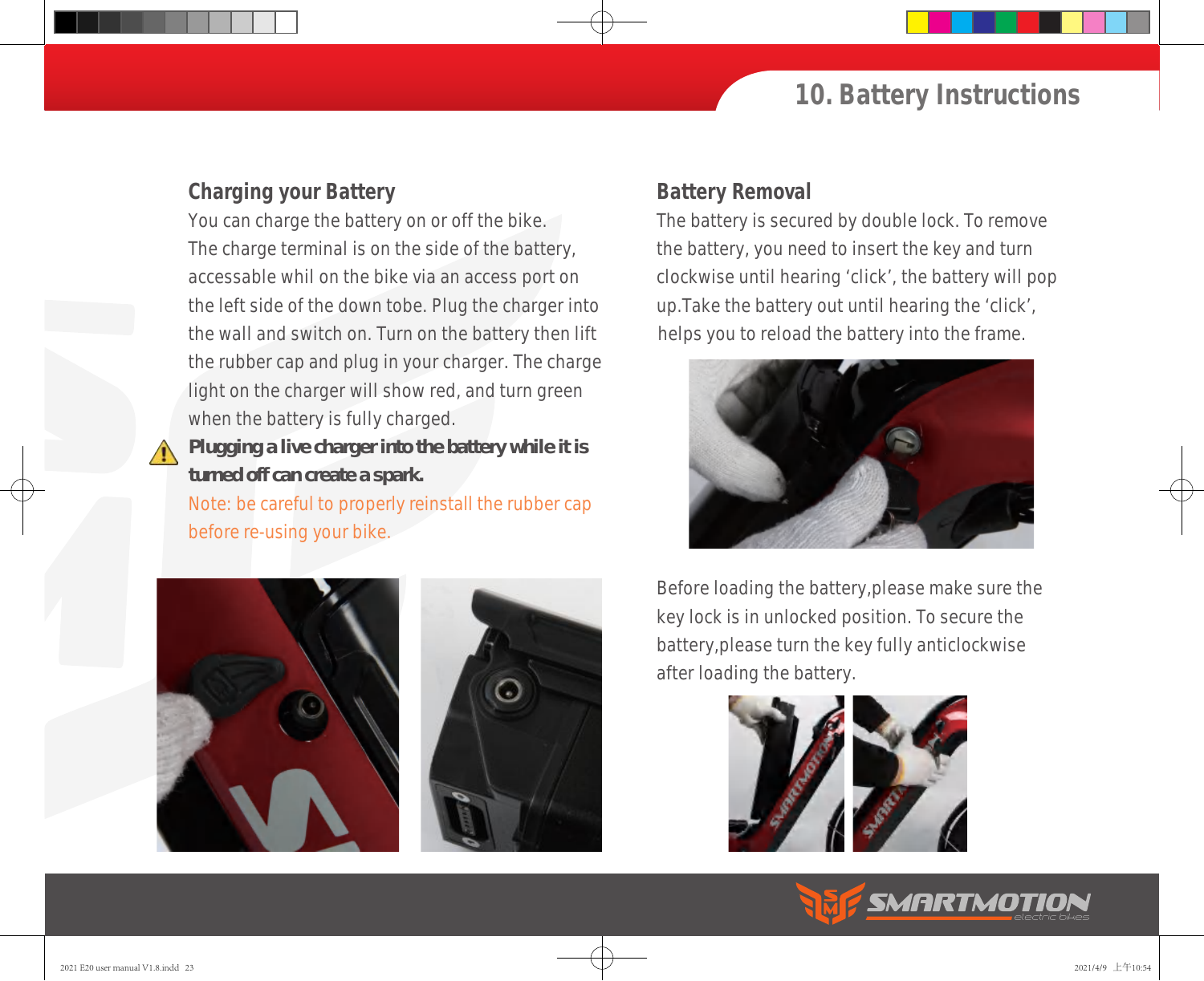# 10. Battery Instructions

## Charging your Battery

You can charge the battery on or off the bike. The charge terminal is on the side of the battery, accessable whil on the bike via an access port on the left side of the down tobe. Plug the charger into the wall and switch on. Turn on the battery then lift the rubber cap and plug in your charger. The charge light on the charger will show red, and turn green when the battery is fully charged.

⚠ **Plugging a live charger into the battery while it is turned off can create a spark.**

Note: be careful to properly reinstall the rubber cap before re-using your bike.

## Battery Removal

The battery is secured by double lock. To remove the battery, you need to insert the key and turn clockwise until hearing 'click', the battery will pop up.Take the battery out until hearing the 'click', helps you to reload the battery into the frame.

Before loading the battery,please make sure the key lock is in unlocked position. To secure the battery,please turn the key fully anticlockwise after loading the battery.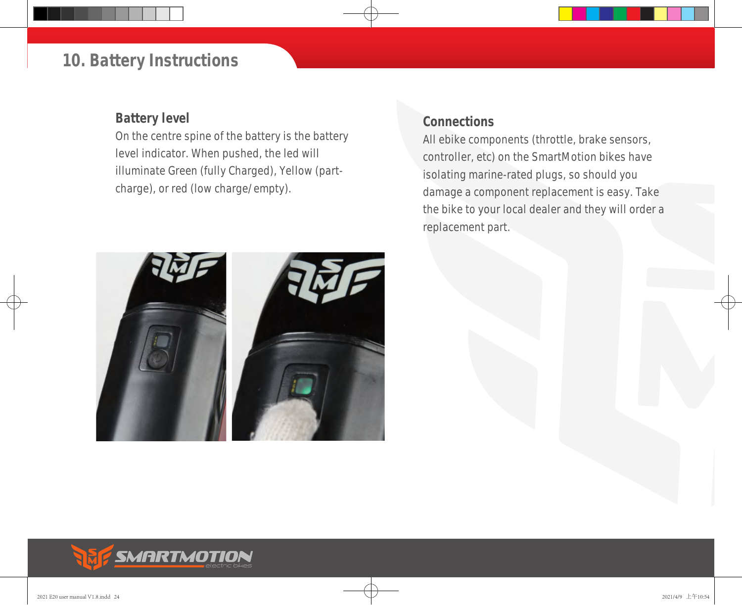# 10. Battery Instructions

## Battery level

On the centre spine of the battery is the battery level indicator. When pushed, the led will illuminate Green (fully Charged), Yellow (part-charge), or red (low charge/empty).

## Connections

All ebike components (throttle, brake sensors, controller, etc) on the SmartMotion bikes have isolating marine-rated plugs, so should you damage a component replacement is easy. Take the bike to your local dealer and they will order a replacement part.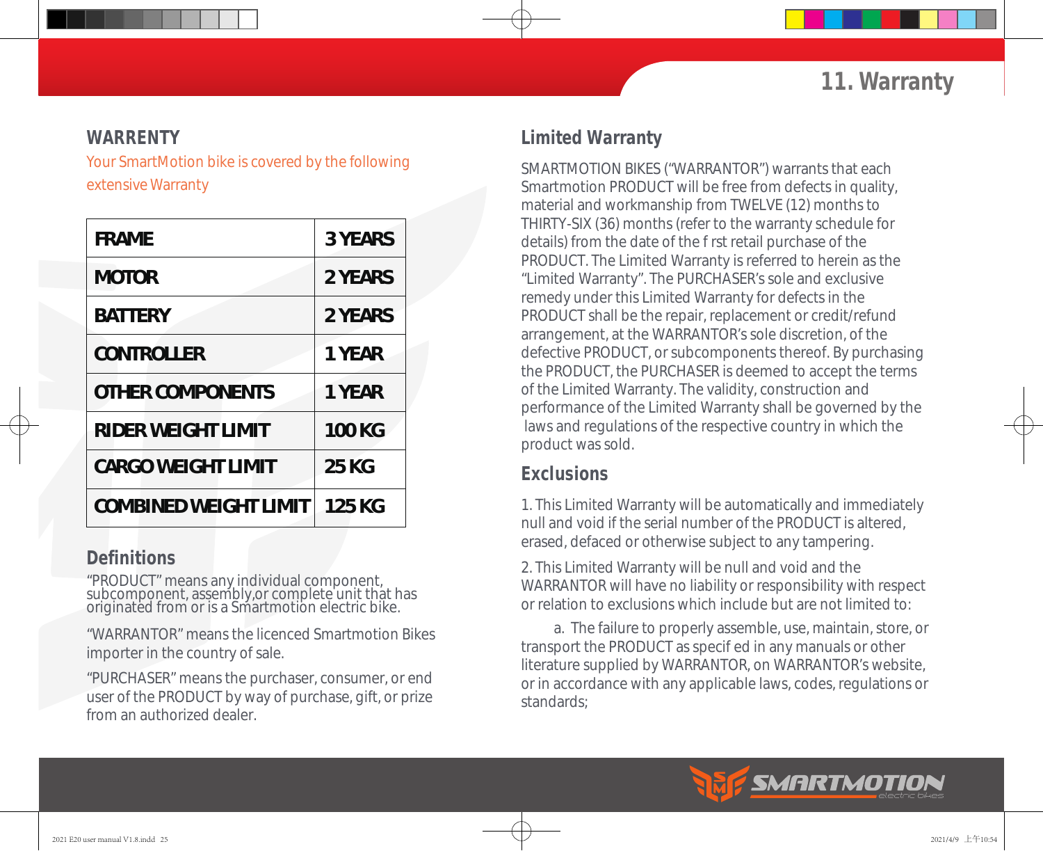## 11. Warranty

### WARRENTY

Your SmartMotion bike is covered by the following extensive Warranty

| FRAME | 3 YEARS |
|---|---|
| MOTOR | 2 YEARS |
| BATTERY | 2 YEARS |
| CONTROLLER | 1 YEAR |
| OTHER COMPONENTS | 1 YEAR |
| RIDER WEIGHT LIMIT | 100 KG |
| CARGO WEIGHT LIMIT | 25 KG |
| COMBINED WEIGHT LIMIT | 125 KG |

### Definitions

“PRODUCT” means any individual component, subcomponent, assembly,or complete unit that has originated from or is a Smartmotion electric bike.

“WARRANTOR” means the licenced Smartmotion Bikes importer in the country of sale.

“PURCHASER” means the purchaser, consumer, or end user of the PRODUCT by way of purchase, gift, or prize from an authorized dealer.

### Limited Warranty

SMARTMOTION BIKES (“WARRANTOR”) warrants that each Smartmotion PRODUCT will be free from defects in quality, material and workmanship from TWELVE (12) months to THIRTY-SIX (36) months (refer to the warranty schedule for details) from the date of the f rst retail purchase of the PRODUCT. The Limited Warranty is referred to herein as the “Limited Warranty”. The PURCHASER’s sole and exclusive remedy under this Limited Warranty for defects in the PRODUCT shall be the repair, replacement or credit/refund arrangement, at the WARRANTOR’s sole discretion, of the defective PRODUCT, or subcomponents thereof. By purchasing the PRODUCT, the PURCHASER is deemed to accept the terms of the Limited Warranty. The validity, construction and performance of the Limited Warranty shall be governed by the laws and regulations of the respective country in which the product was sold.

### Exclusions

1. This Limited Warranty will be automatically and immediately null and void if the serial number of the PRODUCT is altered, erased, defaced or otherwise subject to any tampering.

2. This Limited Warranty will be null and void and the WARRANTOR will have no liability or responsibility with respect or relation to exclusions which include but are not limited to:

a. The failure to properly assemble, use, maintain, store, or transport the PRODUCT as specif ed in any manuals or other literature supplied by WARRANTOR, on WARRANTOR’s website, or in accordance with any applicable laws, codes, regulations or standards;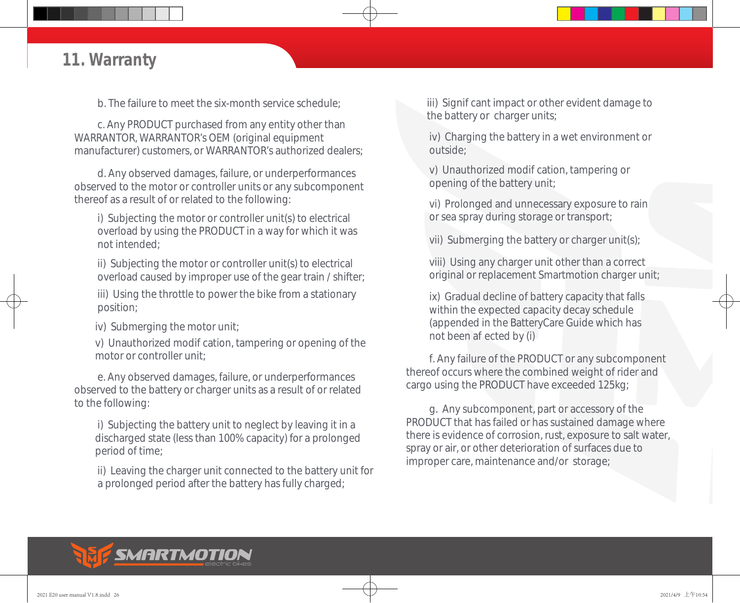# 11. Warranty

b. The failure to meet the six-month service schedule;

c. Any PRODUCT purchased from any entity other than WARRANTOR, WARRANTOR's OEM (original equipment manufacturer) customers, or WARRANTOR's authorized dealers;

d. Any observed damages, failure, or underperformances observed to the motor or controller units or any subcomponent thereof as a result of or related to the following:

i) Subjecting the motor or controller unit(s) to electrical overload by using the PRODUCT in a way for which it was not intended;

ii) Subjecting the motor or controller unit(s) to electrical overload caused by improper use of the gear train / shifter;

iii) Using the throttle to power the bike from a stationary position;

iv) Submerging the motor unit;

v) Unauthorized modif cation, tampering or opening of the motor or controller unit;

e. Any observed damages, failure, or underperformances observed to the battery or charger units as a result of or related to the following:

i) Subjecting the battery unit to neglect by leaving it in a discharged state (less than 100% capacity) for a prolonged period of time;

ii) Leaving the charger unit connected to the battery unit for a prolonged period after the battery has fully charged;

iii) Signif cant impact or other evident damage to the battery or charger units;

iv) Charging the battery in a wet environment or outside;

v) Unauthorized modif cation, tampering or opening of the battery unit;

vi) Prolonged and unnecessary exposure to rain or sea spray during storage or transport;

vii) Submerging the battery or charger unit(s);

viii) Using any charger unit other than a correct original or replacement Smartmotion charger unit;

ix) Gradual decline of battery capacity that falls within the expected capacity decay schedule (appended in the BatteryCare Guide which has not been af ected by (i)

f. Any failure of the PRODUCT or any subcomponent thereof occurs where the combined weight of rider and cargo using the PRODUCT have exceeded 125kg;

g. Any subcomponent, part or accessory of the PRODUCT that has failed or has sustained damage where there is evidence of corrosion, rust, exposure to salt water, spray or air, or other deterioration of surfaces due to improper care, maintenance and/or storage;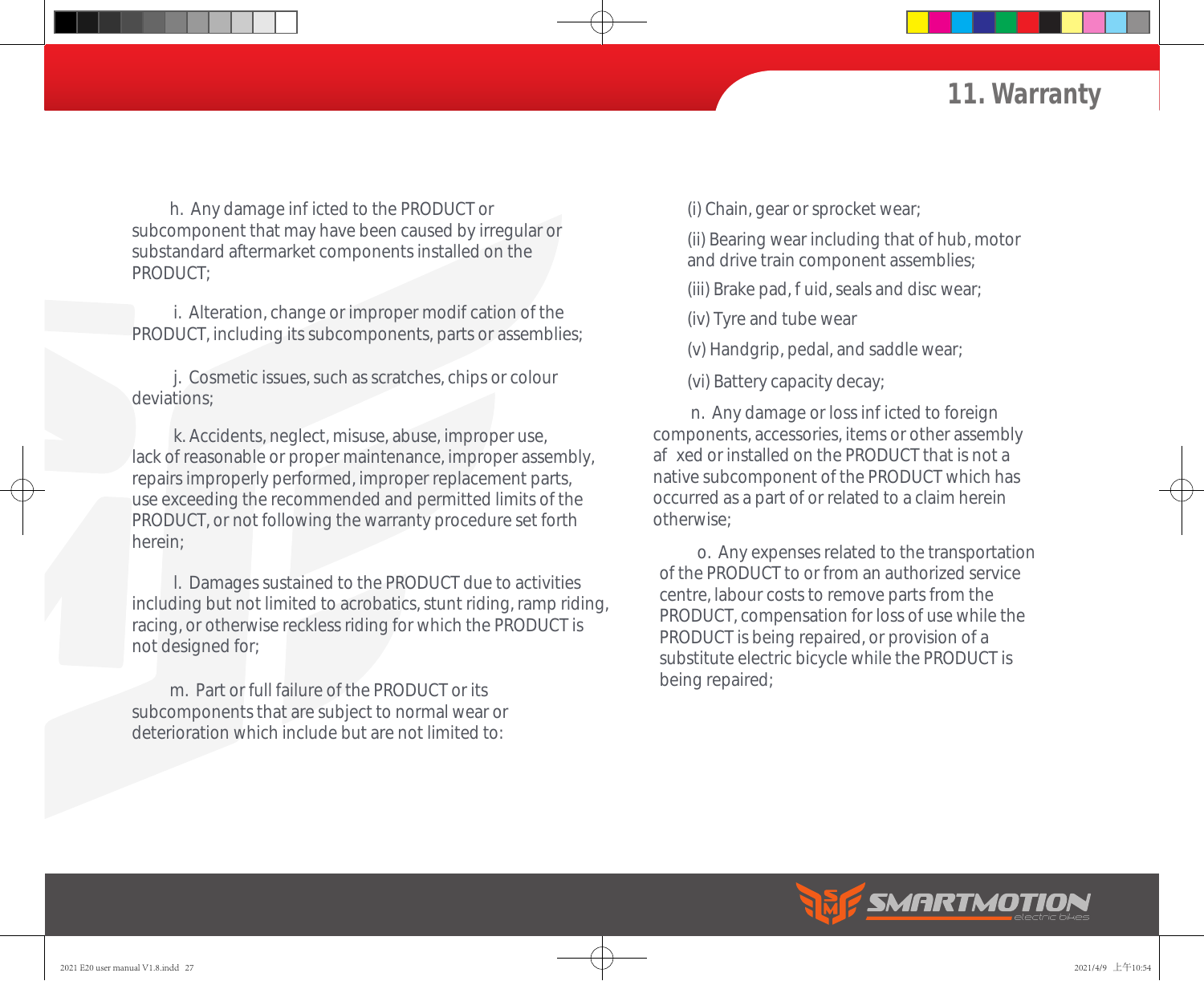## 11. Warranty

h. Any damage inf icted to the PRODUCT or subcomponent that may have been caused by irregular or substandard aftermarket components installed on the PRODUCT;

i. Alteration, change or improper modif cation of the PRODUCT, including its subcomponents, parts or assemblies;

j. Cosmetic issues, such as scratches, chips or colour deviations;

k. Accidents, neglect, misuse, abuse, improper use, lack of reasonable or proper maintenance, improper assembly, repairs improperly performed, improper replacement parts, use exceeding the recommended and permitted limits of the PRODUCT, or not following the warranty procedure set forth herein;

l. Damages sustained to the PRODUCT due to activities including but not limited to acrobatics, stunt riding, ramp riding, racing, or otherwise reckless riding for which the PRODUCT is not designed for;

m. Part or full failure of the PRODUCT or its subcomponents that are subject to normal wear or deterioration which include but are not limited to:

(i) Chain, gear or sprocket wear;

(ii) Bearing wear including that of hub, motor and drive train component assemblies;

(iii) Brake pad, f uid, seals and disc wear;

(iv) Tyre and tube wear

(v) Handgrip, pedal, and saddle wear;

(vi) Battery capacity decay;

n. Any damage or loss inf icted to foreign components, accessories, items or other assembly af xed or installed on the PRODUCT that is not a native subcomponent of the PRODUCT which has occurred as a part of or related to a claim herein otherwise;

o. Any expenses related to the transportation of the PRODUCT to or from an authorized service centre, labour costs to remove parts from the PRODUCT, compensation for loss of use while the PRODUCT is being repaired, or provision of a substitute electric bicycle while the PRODUCT is being repaired;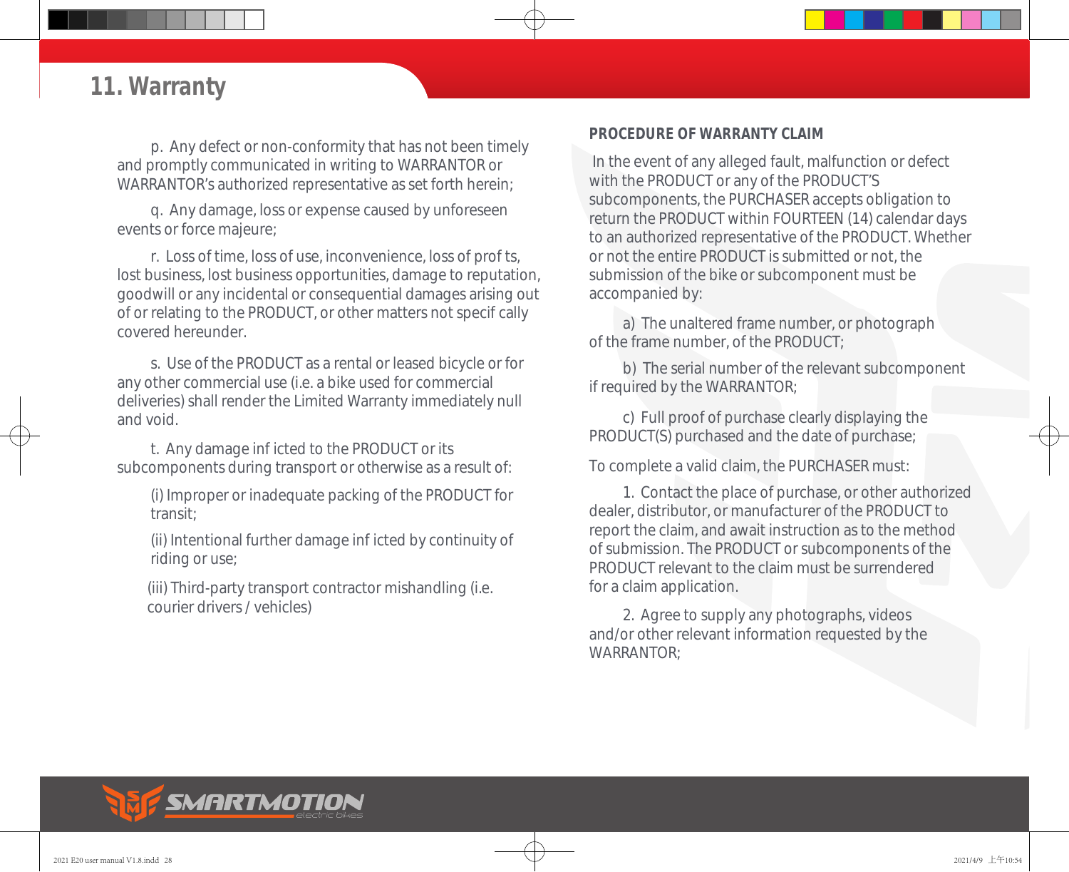## 11. Warranty

p. Any defect or non-conformity that has not been timely and promptly communicated in writing to WARRANTOR or WARRANTOR's authorized representative as set forth herein;

q. Any damage, loss or expense caused by unforeseen events or force majeure;

r. Loss of time, loss of use, inconvenience, loss of prof ts, lost business, lost business opportunities, damage to reputation, goodwill or any incidental or consequential damages arising out of or relating to the PRODUCT, or other matters not specif cally covered hereunder.

s. Use of the PRODUCT as a rental or leased bicycle or for any other commercial use (i.e. a bike used for commercial deliveries) shall render the Limited Warranty immediately null and void.

t. Any damage inf icted to the PRODUCT or its subcomponents during transport or otherwise as a result of:

(i) Improper or inadequate packing of the PRODUCT for transit;

(ii) Intentional further damage inf icted by continuity of riding or use;

(iii) Third-party transport contractor mishandling (i.e. courier drivers / vehicles)

**PROCEDURE OF WARRANTY CLAIM**

In the event of any alleged fault, malfunction or defect with the PRODUCT or any of the PRODUCT'S subcomponents, the PURCHASER accepts obligation to return the PRODUCT within FOURTEEN (14) calendar days to an authorized representative of the PRODUCT. Whether or not the entire PRODUCT is submitted or not, the submission of the bike or subcomponent must be accompanied by:

a) The unaltered frame number, or photograph of the frame number, of the PRODUCT;

b) The serial number of the relevant subcomponent if required by the WARRANTOR;

c) Full proof of purchase clearly displaying the PRODUCT(S) purchased and the date of purchase;

To complete a valid claim, the PURCHASER must:

1. Contact the place of purchase, or other authorized dealer, distributor, or manufacturer of the PRODUCT to report the claim, and await instruction as to the method of submission. The PRODUCT or subcomponents of the PRODUCT relevant to the claim must be surrendered for a claim application.

2. Agree to supply any photographs, videos and/or other relevant information requested by the WARRANTOR;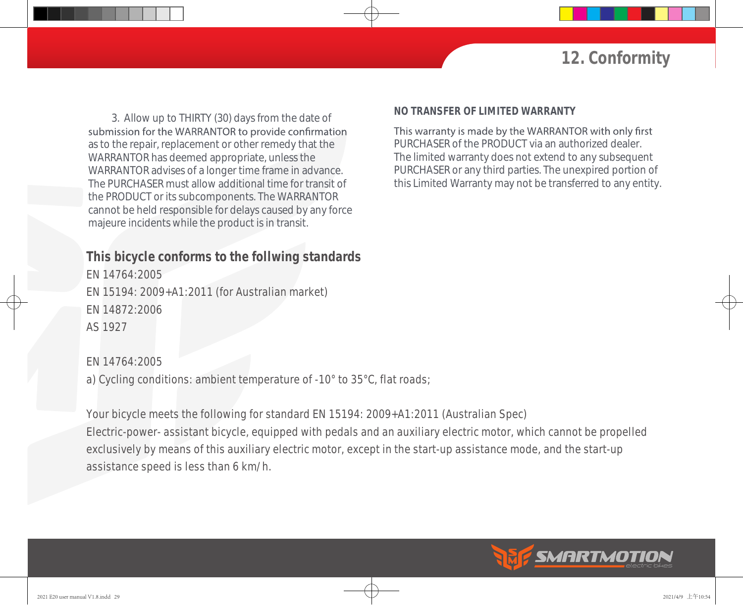## 12. Conformity

3. Allow up to THIRTY (30) days from the date of submission for the WARRANTOR to provide confirmation as to the repair, replacement or other remedy that the WARRANTOR has deemed appropriate, unless the WARRANTOR advises of a longer time frame in advance. The PURCHASER must allow additional time for transit of the PRODUCT or its subcomponents. The WARRANTOR cannot be held responsible for delays caused by any force majeure incidents while the product is in transit.

**NO TRANSFER OF LIMITED WARRANTY**

This warranty is made by the WARRANTOR with only first PURCHASER of the PRODUCT via an authorized dealer. The limited warranty does not extend to any subsequent PURCHASER or any third parties. The unexpired portion of this Limited Warranty may not be transferred to any entity.

### This bicycle conforms to the follwing standards

EN 14764:2005
EN 15194: 2009+A1:2011 (for Australian market)
EN 14872:2006
AS 1927

EN 14764:2005
a) Cycling conditions: ambient temperature of -10° to 35°C, flat roads;

Your bicycle meets the following for standard EN 15194: 2009+A1:2011 (Australian Spec)
Electric-power- assistant bicycle, equipped with pedals and an auxiliary electric motor, which cannot be propelled exclusively by means of this auxiliary electric motor, except in the start-up assistance mode, and the start-up assistance speed is less than 6 km/ h.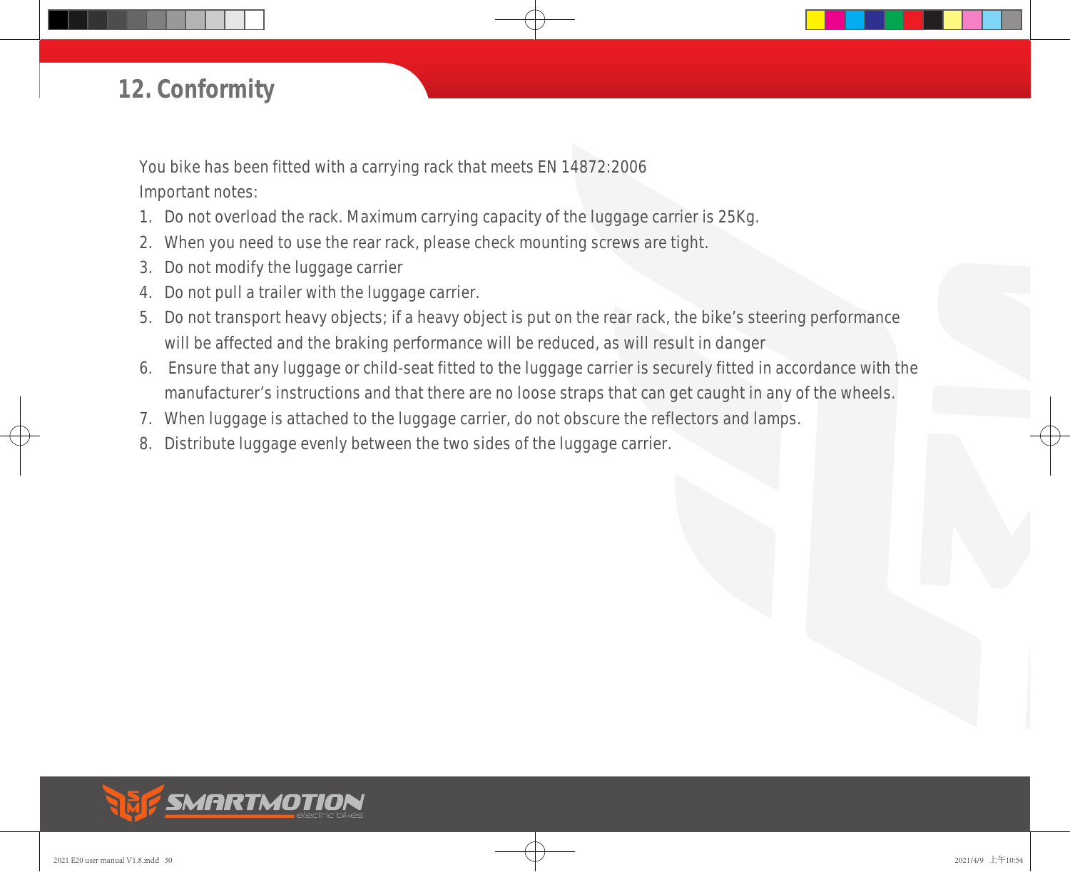## 12. Conformity

You bike has been fitted with a carrying rack that meets EN 14872:2006

Important notes:

1. Do not overload the rack. Maximum carrying capacity of the luggage carrier is 25Kg.
2. When you need to use the rear rack, please check mounting screws are tight.
3. Do not modify the luggage carrier
4. Do not pull a trailer with the luggage carrier.
5. Do not transport heavy objects; if a heavy object is put on the rear rack, the bike's steering performance will be affected and the braking performance will be reduced, as will result in danger
6. Ensure that any luggage or child-seat fitted to the luggage carrier is securely fitted in accordance with the manufacturer's instructions and that there are no loose straps that can get caught in any of the wheels.
7. When luggage is attached to the luggage carrier, do not obscure the reflectors and lamps.
8. Distribute luggage evenly between the two sides of the luggage carrier.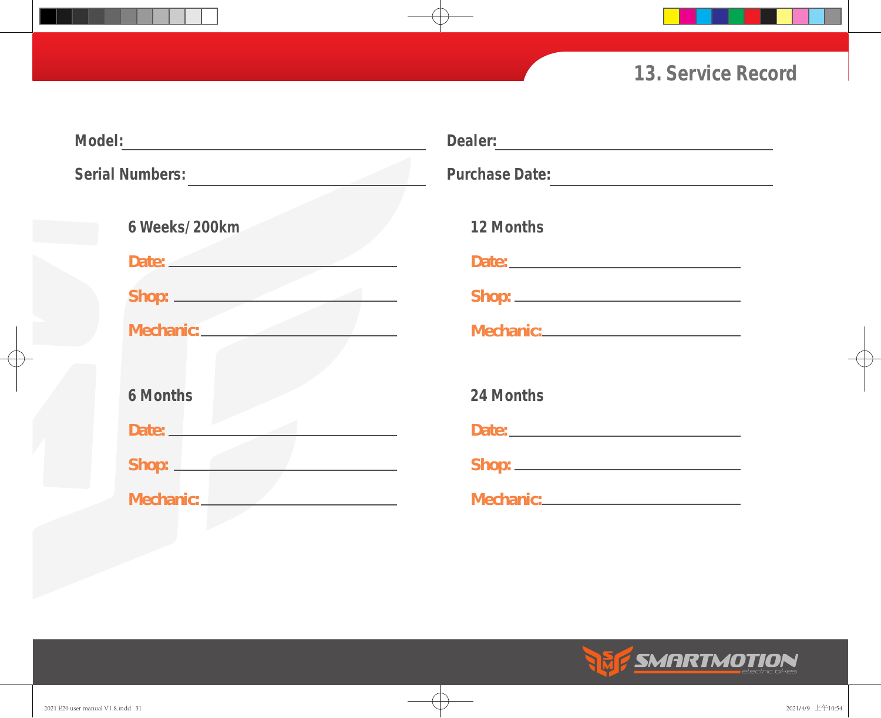# 13. Service Record

**Model:** ____________________

**Serial Numbers:** ____________________

**Dealer:** ____________________

**Purchase Date:** ____________________

### 6 Weeks/200km

**Date:** ____________________

**Shop:** ____________________

**Mechanic:** ____________________

### 6 Months

**Date:** ____________________

**Shop:** ____________________

**Mechanic:** ____________________

### 12 Months

**Date:** ____________________

**Shop:** ____________________

**Mechanic:** ____________________

### 24 Months

**Date:** ____________________

**Shop:** ____________________

**Mechanic:** ____________________

SMARTMOTION electric bikes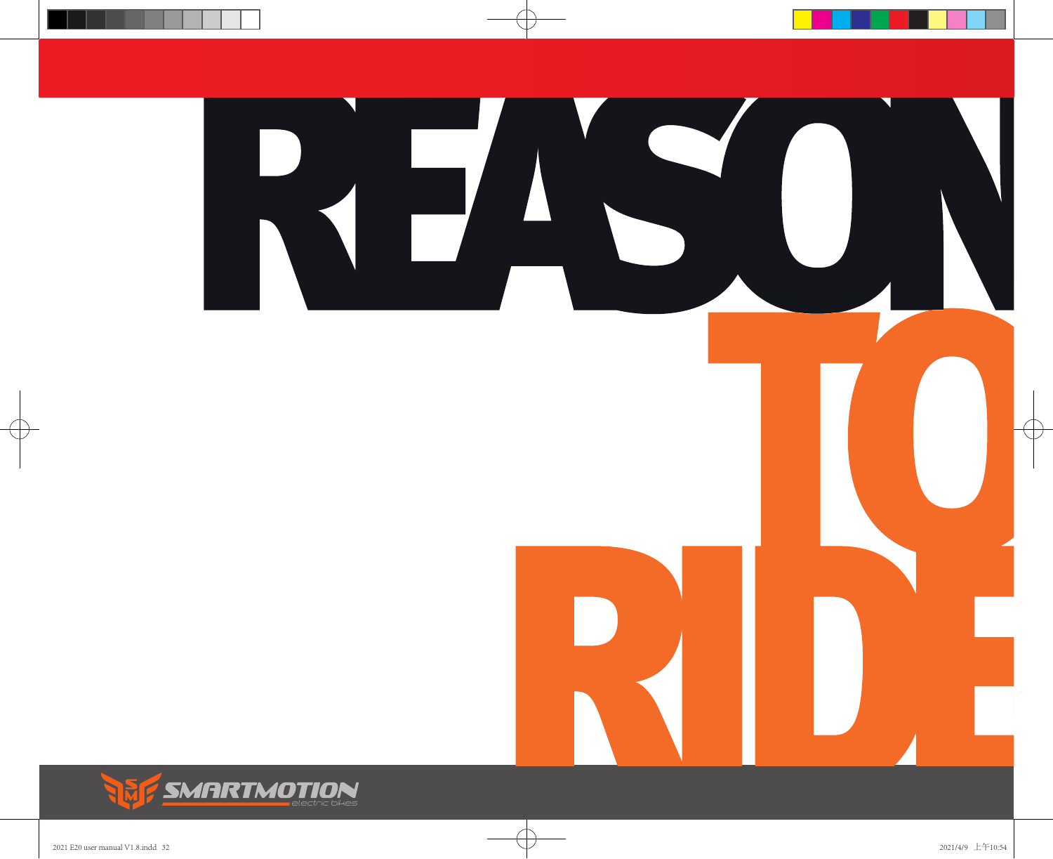# REASON

# TO

# RIDE

SMARTMOTION

electric bikes